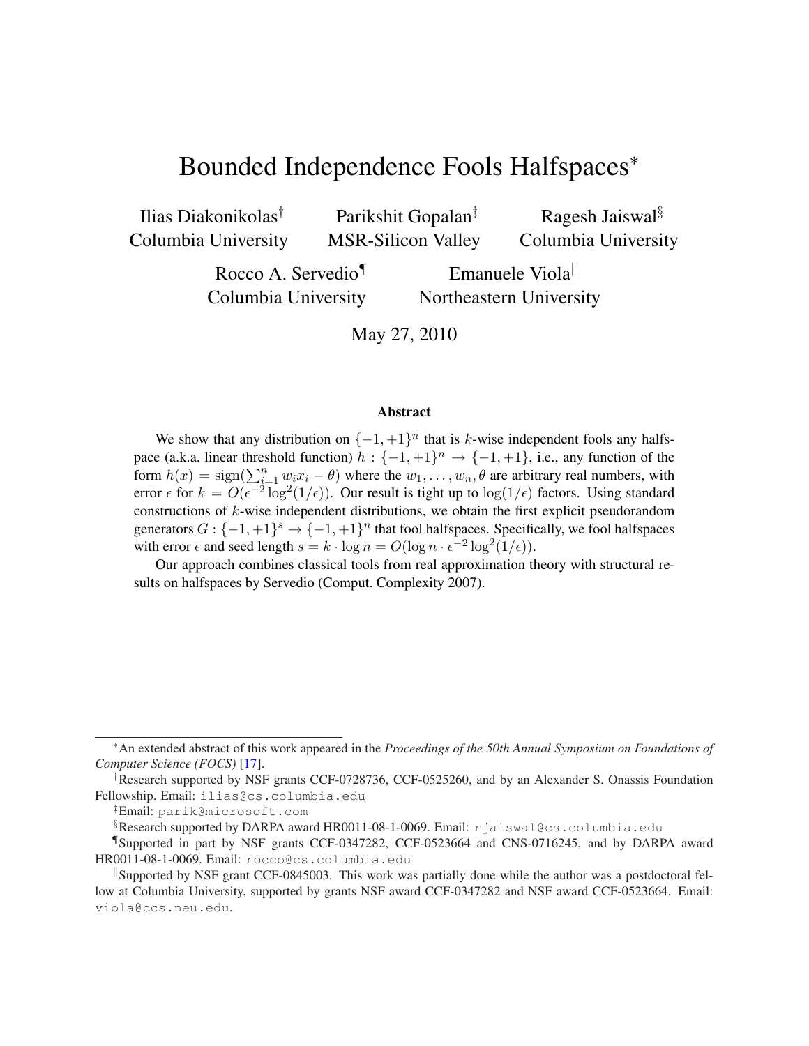# Bounded Independence Fools Halfspaces[*]

Ilias Diakonikolas[†]
Columbia University

Parikshit Gopalan[‡]
MSR-Silicon Valley

Ragesh Jaiswal[§]
Columbia University

Rocco A. Servedio[¶]
Columbia University

Emanuele Viola[‖]
Northeastern University

May 27, 2010

### Abstract

We show that any distribution on $\{-1,+1\}^n$ that is $k$-wise independent fools any halfspace (a.k.a. linear threshold function) $h : \{-1,+1\}^n \to \{-1,+1\}$, i.e., any function of the form $h(x) = \text{sign}(\sum_{i=1}^n w_i x_i - \theta)$ where the $w_1, \dots, w_n, \theta$ are arbitrary real numbers, with error $\epsilon$ for $k = O(\epsilon^{-2} \log^2(1/\epsilon))$. Our result is tight up to $\log(1/\epsilon)$ factors. Using standard constructions of $k$-wise independent distributions, we obtain the first explicit pseudorandom generators $G : \{-1,+1\}^s \to \{-1,+1\}^n$ that fool halfspaces. Specifically, we fool halfspaces with error $\epsilon$ and seed length $s = k \cdot \log n = O(\log n \cdot \epsilon^{-2} \log^2(1/\epsilon))$.

Our approach combines classical tools from real approximation theory with structural results on halfspaces by Servedio (Comput. Complexity 2007).

---

[*] An extended abstract of this work appeared in the *Proceedings of the 50th Annual Symposium on Foundations of Computer Science (FOCS)* [17].

[†] Research supported by NSF grants CCF-0728736, CCF-0525260, and by an Alexander S. Onassis Foundation Fellowship. Email: ilias@cs.columbia.edu

[‡] Email: parik@microsoft.com

[§] Research supported by DARPA award HR0011-08-1-0069. Email: rjaiswal@cs.columbia.edu

[¶] Supported in part by NSF grants CCF-0347282, CCF-0523664 and CNS-0716245, and by DARPA award HR0011-08-1-0069. Email: rocco@cs.columbia.edu

[‖] Supported by NSF grant CCF-0845003. This work was partially done while the author was a postdoctoral fellow at Columbia University, supported by grants NSF award CCF-0347282 and NSF award CCF-0523664. Email: viola@ccs.neu.edu.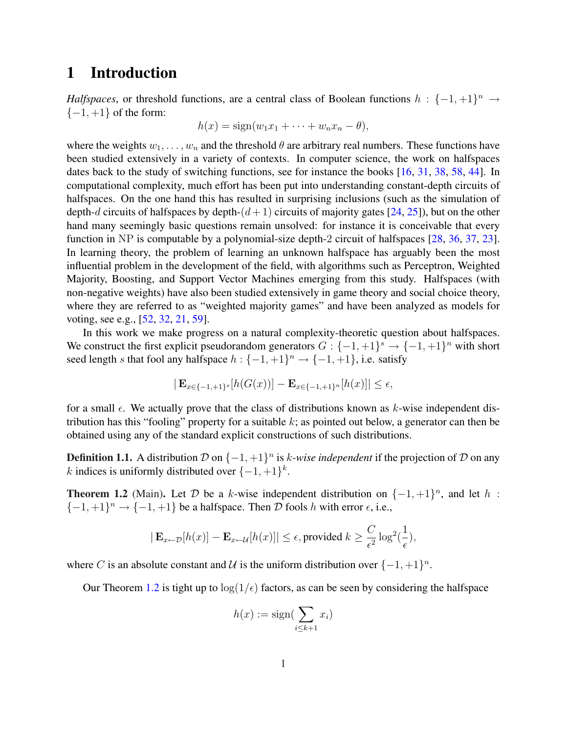# 1 Introduction

*Halfspaces*, or threshold functions, are a central class of Boolean functions $h : \{-1,+1\}^n \to \{-1,+1\}$ of the form:

$$h(x) = \text{sign}(w_1 x_1 + \cdots + w_n x_n - \theta),$$

where the weights $w_1, \ldots, w_n$ and the threshold $\theta$ are arbitrary real numbers. These functions have been studied extensively in a variety of contexts. In computer science, the work on halfspaces dates back to the study of switching functions, see for instance the books [16, 31, 38, 58, 44]. In computational complexity, much effort has been put into understanding constant-depth circuits of halfspaces. On the one hand this has resulted in surprising inclusions (such as the simulation of depth-$d$ circuits of halfspaces by depth-$(d+1)$ circuits of majority gates [24, 25]), but on the other hand many seemingly basic questions remain unsolved: for instance it is conceivable that every function in NP is computable by a polynomial-size depth-2 circuit of halfspaces [28, 36, 37, 23]. In learning theory, the problem of learning an unknown halfspace has arguably been the most influential problem in the development of the field, with algorithms such as Perceptron, Weighted Majority, Boosting, and Support Vector Machines emerging from this study. Halfspaces (with non-negative weights) have also been studied extensively in game theory and social choice theory, where they are referred to as "weighted majority games" and have been analyzed as models for voting, see e.g., [52, 32, 21, 59].

In this work we make progress on a natural complexity-theoretic question about halfspaces. We construct the first explicit pseudorandom generators $G : \{-1,+1\}^s \to \{-1,+1\}^n$ with short seed length $s$ that fool any halfspace $h : \{-1,+1\}^n \to \{-1,+1\}$, i.e. satisfy

$$|\,\mathbf{E}_{x \in \{-1,+1\}^s}[h(G(x))] - \mathbf{E}_{x \in \{-1,+1\}^n}[h(x)]| \leq \epsilon,$$

for a small $\epsilon$. We actually prove that the class of distributions known as $k$-wise independent distribution has this "fooling" property for a suitable $k$; as pointed out below, a generator can then be obtained using any of the standard explicit constructions of such distributions.

**Definition 1.1.** A distribution $\mathcal{D}$ on $\{-1,+1\}^n$ is *$k$-wise independent* if the projection of $\mathcal{D}$ on any $k$ indices is uniformly distributed over $\{-1,+1\}^k$.

**Theorem 1.2** (Main). Let $\mathcal{D}$ be a $k$-wise independent distribution on $\{-1,+1\}^n$, and let $h : \{-1,+1\}^n \to \{-1,+1\}$ be a halfspace. Then $\mathcal{D}$ fools $h$ with error $\epsilon$, i.e.,

$$|\,\mathbf{E}_{x \leftarrow \mathcal{D}}[h(x)] - \mathbf{E}_{x \leftarrow \mathcal{U}}[h(x)]| \leq \epsilon, \text{ provided } k \geq \frac{C}{\epsilon^2}\log^2(\frac{1}{\epsilon}),$$

where $C$ is an absolute constant and $\mathcal{U}$ is the uniform distribution over $\{-1,+1\}^n$.

Our Theorem 1.2 is tight up to $\log(1/\epsilon)$ factors, as can be seen by considering the halfspace

$$h(x) := \text{sign}(\sum_{i \leq k+1} x_i)$$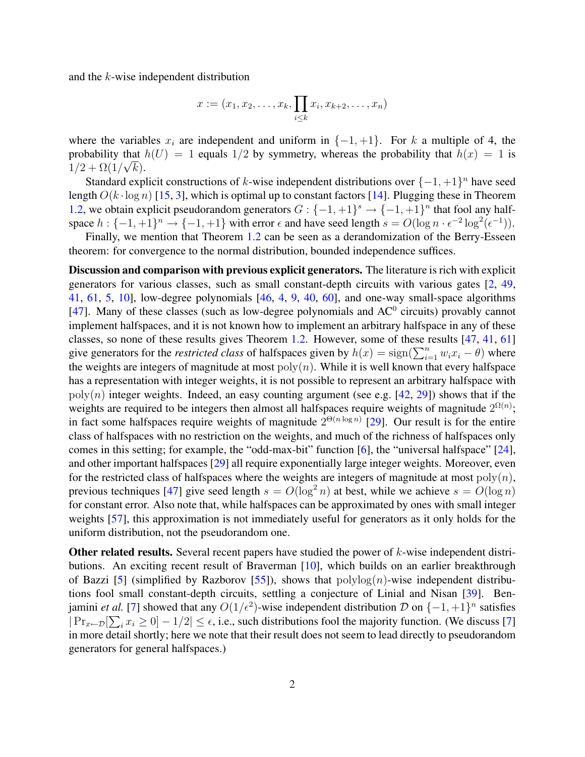and the $k$-wise independent distribution

$$x := (x_1, x_2, \ldots, x_k, \prod_{i \le k} x_i, x_{k+2}, \ldots, x_n)$$

where the variables $x_i$ are independent and uniform in $\{-1, +1\}$. For $k$ a multiple of 4, the probability that $h(U) = 1$ equals $1/2$ by symmetry, whereas the probability that $h(x) = 1$ is $1/2 + \Omega(1/\sqrt{k})$.

Standard explicit constructions of $k$-wise independent distributions over $\{-1, +1\}^n$ have seed length $O(k \cdot \log n)$ [15, 3], which is optimal up to constant factors [14]. Plugging these in Theorem 1.2, we obtain explicit pseudorandom generators $G : \{-1, +1\}^s \to \{-1, +1\}^n$ that fool any halfspace $h : \{-1, +1\}^n \to \{-1, +1\}$ with error $\epsilon$ and have seed length $s = O(\log n \cdot \epsilon^{-2} \log^2(\epsilon^{-1}))$.

Finally, we mention that Theorem 1.2 can be seen as a derandomization of the Berry-Esseen theorem: for convergence to the normal distribution, bounded independence suffices.

**Discussion and comparison with previous explicit generators.** The literature is rich with explicit generators for various classes, such as small constant-depth circuits with various gates [2, 49, 41, 61, 5, 10], low-degree polynomials [46, 4, 9, 40, 60], and one-way small-space algorithms [47]. Many of these classes (such as low-degree polynomials and $\text{AC}^0$ circuits) provably cannot implement halfspaces, and it is not known how to implement an arbitrary halfspace in any of these classes, so none of these results gives Theorem 1.2. However, some of these results [47, 41, 61] give generators for the *restricted class* of halfspaces given by $h(x) = \text{sign}(\sum_{i=1}^n w_i x_i - \theta)$ where the weights are integers of magnitude at most $\text{poly}(n)$. While it is well known that every halfspace has a representation with integer weights, it is not possible to represent an arbitrary halfspace with $\text{poly}(n)$ integer weights. Indeed, an easy counting argument (see e.g. [42, 29]) shows that if the weights are required to be integers then almost all halfspaces require weights of magnitude $2^{\Omega(n)}$; in fact some halfspaces require weights of magnitude $2^{\Theta(n \log n)}$ [29]. Our result is for the entire class of halfspaces with no restriction on the weights, and much of the richness of halfspaces only comes in this setting; for example, the "odd-max-bit" function [6], the "universal halfspace" [24], and other important halfspaces [29] all require exponentially large integer weights. Moreover, even for the restricted class of halfspaces where the weights are integers of magnitude at most $\text{poly}(n)$, previous techniques [47] give seed length $s = O(\log^2 n)$ at best, while we achieve $s = O(\log n)$ for constant error. Also note that, while halfspaces can be approximated by ones with small integer weights [57], this approximation is not immediately useful for generators as it only holds for the uniform distribution, not the pseudorandom one.

**Other related results.** Several recent papers have studied the power of $k$-wise independent distributions. An exciting recent result of Braverman [10], which builds on an earlier breakthrough of Bazzi [5] (simplified by Razborov [55]), shows that $\text{polylog}(n)$-wise independent distributions fool small constant-depth circuits, settling a conjecture of Linial and Nisan [39]. Benjamini *et al.* [7] showed that any $O(1/\epsilon^2)$-wise independent distribution $\mathcal{D}$ on $\{-1, +1\}^n$ satisfies $|\Pr_{x \leftarrow \mathcal{D}}[\sum_i x_i \ge 0] - 1/2| \le \epsilon$, i.e., such distributions fool the majority function. (We discuss [7] in more detail shortly; here we note that their result does not seem to lead directly to pseudorandom generators for general halfspaces.)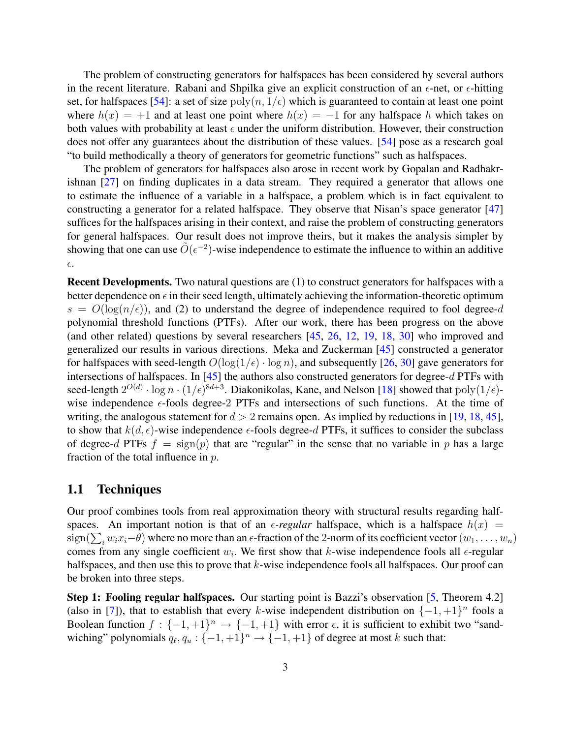The problem of constructing generators for halfspaces has been considered by several authors in the recent literature. Rabani and Shpilka give an explicit construction of an $\epsilon$-net, or $\epsilon$-hitting set, for halfspaces [54]: a set of size $\mathrm{poly}(n, 1/\epsilon)$ which is guaranteed to contain at least one point where $h(x) = +1$ and at least one point where $h(x) = -1$ for any halfspace $h$ which takes on both values with probability at least $\epsilon$ under the uniform distribution. However, their construction does not offer any guarantees about the distribution of these values. [54] pose as a research goal "to build methodically a theory of generators for geometric functions" such as halfspaces.

The problem of generators for halfspaces also arose in recent work by Gopalan and Radhakrishnan [27] on finding duplicates in a data stream. They required a generator that allows one to estimate the influence of a variable in a halfspace, a problem which is in fact equivalent to constructing a generator for a related halfspace. They observe that Nisan's space generator [47] suffices for the halfspaces arising in their context, and raise the problem of constructing generators for general halfspaces. Our result does not improve theirs, but it makes the analysis simpler by showing that one can use $\tilde{O}(\epsilon^{-2})$-wise independence to estimate the influence to within an additive $\epsilon$.

**Recent Developments.** Two natural questions are (1) to construct generators for halfspaces with a better dependence on $\epsilon$ in their seed length, ultimately achieving the information-theoretic optimum $s = O(\log(n/\epsilon))$, and (2) to understand the degree of independence required to fool degree-$d$ polynomial threshold functions (PTFs). After our work, there has been progress on the above (and other related) questions by several researchers [45, 26, 12, 19, 18, 30] who improved and generalized our results in various directions. Meka and Zuckerman [45] constructed a generator for halfspaces with seed-length $O(\log(1/\epsilon) \cdot \log n)$, and subsequently [26, 30] gave generators for intersections of halfspaces. In [45] the authors also constructed generators for degree-$d$ PTFs with seed-length $2^{O(d)} \cdot \log n \cdot (1/\epsilon)^{8d+3}$. Diakonikolas, Kane, and Nelson [18] showed that $\mathrm{poly}(1/\epsilon)$-wise independence $\epsilon$-fools degree-2 PTFs and intersections of such functions. At the time of writing, the analogous statement for $d > 2$ remains open. As implied by reductions in [19, 18, 45], to show that $k(d, \epsilon)$-wise independence $\epsilon$-fools degree-$d$ PTFs, it suffices to consider the subclass of degree-$d$ PTFs $f = \mathrm{sign}(p)$ that are "regular" in the sense that no variable in $p$ has a large fraction of the total influence in $p$.

## 1.1 Techniques

Our proof combines tools from real approximation theory with structural results regarding halfspaces. An important notion is that of an *$\epsilon$-regular* halfspace, which is a halfspace $h(x) = \mathrm{sign}(\sum_i w_i x_i - \theta)$ where no more than an $\epsilon$-fraction of the 2-norm of its coefficient vector $(w_1, \ldots, w_n)$ comes from any single coefficient $w_i$. We first show that $k$-wise independence fools all $\epsilon$-regular halfspaces, and then use this to prove that $k$-wise independence fools all halfspaces. Our proof can be broken into three steps.

**Step 1: Fooling regular halfspaces.** Our starting point is Bazzi's observation [5, Theorem 4.2] (also in [7]), that to establish that every $k$-wise independent distribution on $\{-1, +1\}^n$ fools a Boolean function $f : \{-1, +1\}^n \to \{-1, +1\}$ with error $\epsilon$, it is sufficient to exhibit two "sandwiching" polynomials $q_\ell, q_u : \{-1, +1\}^n \to \{-1, +1\}$ of degree at most $k$ such that: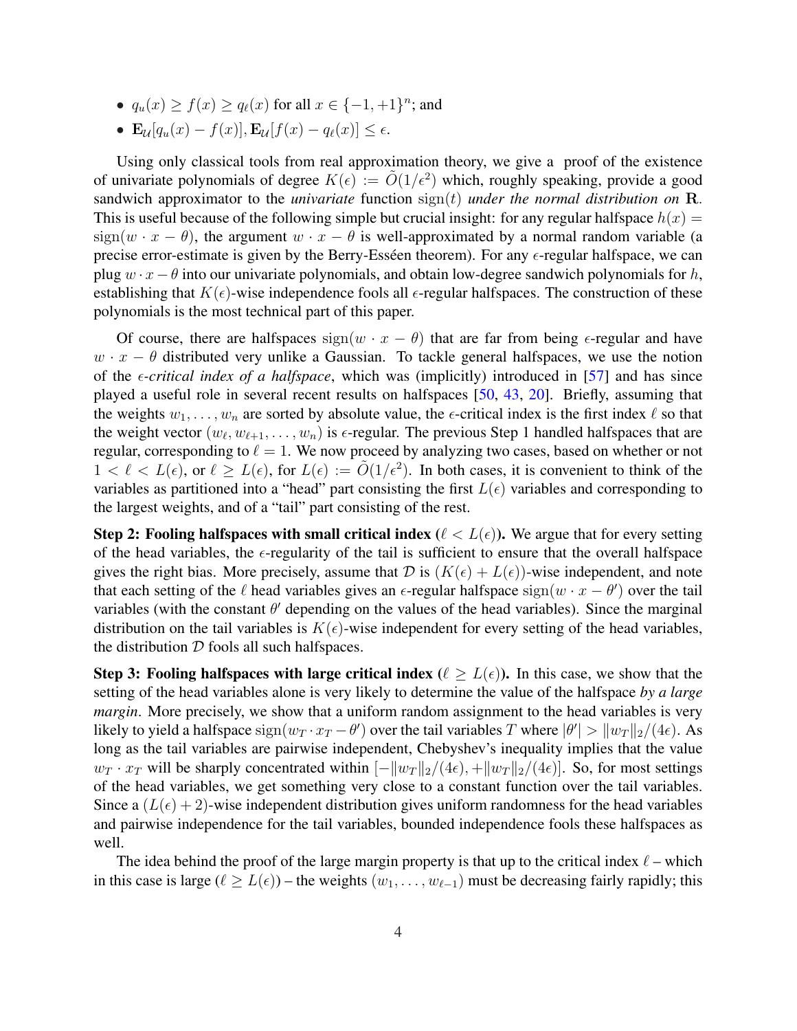- $q_u(x) \geq f(x) \geq q_\ell(x)$ for all $x \in \{-1, +1\}^n$; and
- $\mathbf{E}_\mathcal{U}[q_u(x) - f(x)], \mathbf{E}_\mathcal{U}[f(x) - q_\ell(x)] \leq \epsilon$.

Using only classical tools from real approximation theory, we give a proof of the existence of univariate polynomials of degree $K(\epsilon) := \tilde{O}(1/\epsilon^2)$ which, roughly speaking, provide a good sandwich approximator to the *univariate* function $\mathrm{sign}(t)$ *under the normal distribution on* $\mathbf{R}$. This is useful because of the following simple but crucial insight: for any regular halfspace $h(x) = \mathrm{sign}(w \cdot x - \theta)$, the argument $w \cdot x - \theta$ is well-approximated by a normal random variable (a precise error-estimate is given by the Berry-Esséen theorem). For any $\epsilon$-regular halfspace, we can plug $w \cdot x - \theta$ into our univariate polynomials, and obtain low-degree sandwich polynomials for $h$, establishing that $K(\epsilon)$-wise independence fools all $\epsilon$-regular halfspaces. The construction of these polynomials is the most technical part of this paper.

Of course, there are halfspaces $\mathrm{sign}(w \cdot x - \theta)$ that are far from being $\epsilon$-regular and have $w \cdot x - \theta$ distributed very unlike a Gaussian. To tackle general halfspaces, we use the notion of the *$\epsilon$-critical index of a halfspace*, which was (implicitly) introduced in [57] and has since played a useful role in several recent results on halfspaces [50, 43, 20]. Briefly, assuming that the weights $w_1, \ldots, w_n$ are sorted by absolute value, the $\epsilon$-critical index is the first index $\ell$ so that the weight vector $(w_\ell, w_{\ell+1}, \ldots, w_n)$ is $\epsilon$-regular. The previous Step 1 handled halfspaces that are regular, corresponding to $\ell = 1$. We now proceed by analyzing two cases, based on whether or not $1 < \ell < L(\epsilon)$, or $\ell \geq L(\epsilon)$, for $L(\epsilon) := \tilde{O}(1/\epsilon^2)$. In both cases, it is convenient to think of the variables as partitioned into a "head" part consisting the first $L(\epsilon)$ variables and corresponding to the largest weights, and of a "tail" part consisting of the rest.

**Step 2: Fooling halfspaces with small critical index ($\ell < L(\epsilon)$).** We argue that for every setting of the head variables, the $\epsilon$-regularity of the tail is sufficient to ensure that the overall halfspace gives the right bias. More precisely, assume that $\mathcal{D}$ is $(K(\epsilon) + L(\epsilon))$-wise independent, and note that each setting of the $\ell$ head variables gives an $\epsilon$-regular halfspace $\mathrm{sign}(w \cdot x - \theta')$ over the tail variables (with the constant $\theta'$ depending on the values of the head variables). Since the marginal distribution on the tail variables is $K(\epsilon)$-wise independent for every setting of the head variables, the distribution $\mathcal{D}$ fools all such halfspaces.

**Step 3: Fooling halfspaces with large critical index ($\ell \geq L(\epsilon)$).** In this case, we show that the setting of the head variables alone is very likely to determine the value of the halfspace *by a large margin*. More precisely, we show that a uniform random assignment to the head variables is very likely to yield a halfspace $\mathrm{sign}(w_T \cdot x_T - \theta')$ over the tail variables $T$ where $|\theta'| > \|w_T\|_2/(4\epsilon)$. As long as the tail variables are pairwise independent, Chebyshev's inequality implies that the value $w_T \cdot x_T$ will be sharply concentrated within $[-\|w_T\|_2/(4\epsilon), +\|w_T\|_2/(4\epsilon)]$. So, for most settings of the head variables, we get something very close to a constant function over the tail variables. Since a $(L(\epsilon) + 2)$-wise independent distribution gives uniform randomness for the head variables and pairwise independence for the tail variables, bounded independence fools these halfspaces as well.

The idea behind the proof of the large margin property is that up to the critical index $\ell$ – which in this case is large ($\ell \geq L(\epsilon)$) – the weights $(w_1, \ldots, w_{\ell-1})$ must be decreasing fairly rapidly; this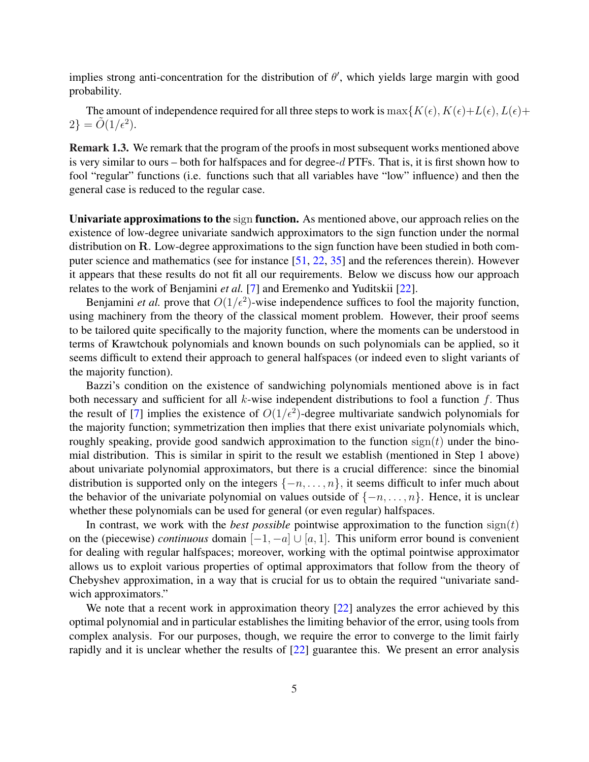implies strong anti-concentration for the distribution of $\theta'$, which yields large margin with good probability.

The amount of independence required for all three steps to work is $\max\{K(\epsilon), K(\epsilon)+L(\epsilon), L(\epsilon)+2\} = \tilde{O}(1/\epsilon^2)$.

**Remark 1.3.** We remark that the program of the proofs in most subsequent works mentioned above is very similar to ours – both for halfspaces and for degree-$d$ PTFs. That is, it is first shown how to fool "regular" functions (i.e. functions such that all variables have "low" influence) and then the general case is reduced to the regular case.

**Univariate approximations to the** $\mathrm{sign}$ **function.** As mentioned above, our approach relies on the existence of low-degree univariate sandwich approximators to the sign function under the normal distribution on $\mathbf{R}$. Low-degree approximations to the sign function have been studied in both computer science and mathematics (see for instance [51, 22, 35] and the references therein). However it appears that these results do not fit all our requirements. Below we discuss how our approach relates to the work of Benjamini *et al.* [7] and Eremenko and Yuditskii [22].

Benjamini *et al.* prove that $O(1/\epsilon^2)$-wise independence suffices to fool the majority function, using machinery from the theory of the classical moment problem. However, their proof seems to be tailored quite specifically to the majority function, where the moments can be understood in terms of Krawtchouk polynomials and known bounds on such polynomials can be applied, so it seems difficult to extend their approach to general halfspaces (or indeed even to slight variants of the majority function).

Bazzi's condition on the existence of sandwiching polynomials mentioned above is in fact both necessary and sufficient for all $k$-wise independent distributions to fool a function $f$. Thus the result of [7] implies the existence of $O(1/\epsilon^2)$-degree multivariate sandwich polynomials for the majority function; symmetrization then implies that there exist univariate polynomials which, roughly speaking, provide good sandwich approximation to the function $\mathrm{sign}(t)$ under the binomial distribution. This is similar in spirit to the result we establish (mentioned in Step 1 above) about univariate polynomial approximators, but there is a crucial difference: since the binomial distribution is supported only on the integers $\{-n, \ldots, n\}$, it seems difficult to infer much about the behavior of the univariate polynomial on values outside of $\{-n, \ldots, n\}$. Hence, it is unclear whether these polynomials can be used for general (or even regular) halfspaces.

In contrast, we work with the *best possible* pointwise approximation to the function $\mathrm{sign}(t)$ on the (piecewise) *continuous* domain $[-1, -a] \cup [a, 1]$. This uniform error bound is convenient for dealing with regular halfspaces; moreover, working with the optimal pointwise approximator allows us to exploit various properties of optimal approximators that follow from the theory of Chebyshev approximation, in a way that is crucial for us to obtain the required "univariate sandwich approximators."

We note that a recent work in approximation theory [22] analyzes the error achieved by this optimal polynomial and in particular establishes the limiting behavior of the error, using tools from complex analysis. For our purposes, though, we require the error to converge to the limit fairly rapidly and it is unclear whether the results of [22] guarantee this. We present an error analysis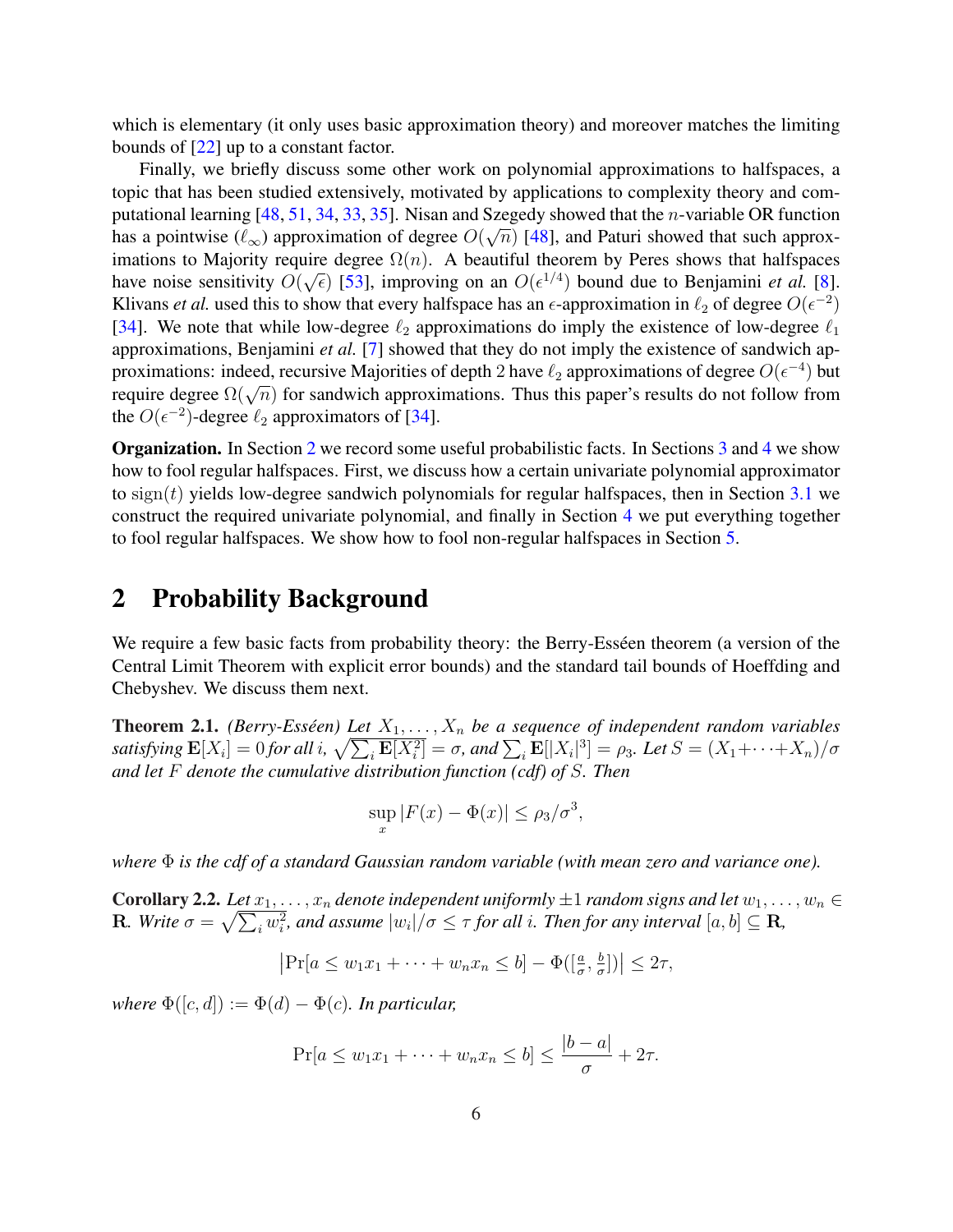which is elementary (it only uses basic approximation theory) and moreover matches the limiting bounds of [22] up to a constant factor.

Finally, we briefly discuss some other work on polynomial approximations to halfspaces, a topic that has been studied extensively, motivated by applications to complexity theory and computational learning [48, 51, 34, 33, 35]. Nisan and Szegedy showed that the $n$-variable OR function has a pointwise ($\ell_\infty$) approximation of degree $O(\sqrt{n})$ [48], and Paturi showed that such approximations to Majority require degree $\Omega(n)$. A beautiful theorem by Peres shows that halfspaces have noise sensitivity $O(\sqrt{\epsilon})$ [53], improving on an $O(\epsilon^{1/4})$ bound due to Benjamini *et al.* [8]. Klivans *et al.* used this to show that every halfspace has an $\epsilon$-approximation in $\ell_2$ of degree $O(\epsilon^{-2})$ [34]. We note that while low-degree $\ell_2$ approximations do imply the existence of low-degree $\ell_1$ approximations, Benjamini *et al.* [7] showed that they do not imply the existence of sandwich approximations: indeed, recursive Majorities of depth 2 have $\ell_2$ approximations of degree $O(\epsilon^{-4})$ but require degree $\Omega(\sqrt{n})$ for sandwich approximations. Thus this paper's results do not follow from the $O(\epsilon^{-2})$-degree $\ell_2$ approximators of [34].

**Organization.** In Section 2 we record some useful probabilistic facts. In Sections 3 and 4 we show how to fool regular halfspaces. First, we discuss how a certain univariate polynomial approximator to $\mathrm{sign}(t)$ yields low-degree sandwich polynomials for regular halfspaces, then in Section 3.1 we construct the required univariate polynomial, and finally in Section 4 we put everything together to fool regular halfspaces. We show how to fool non-regular halfspaces in Section 5.

## 2 Probability Background

We require a few basic facts from probability theory: the Berry-Esséen theorem (a version of the Central Limit Theorem with explicit error bounds) and the standard tail bounds of Hoeffding and Chebyshev. We discuss them next.

**Theorem 2.1.** *(Berry-Esséen) Let $X_1, \ldots, X_n$ be a sequence of independent random variables satisfying $\mathbf{E}[X_i] = 0$ for all $i$, $\sqrt{\sum_i \mathbf{E}[X_i^2]} = \sigma$, and $\sum_i \mathbf{E}[|X_i|^3] = \rho_3$. Let $S = (X_1 + \cdots + X_n)/\sigma$ and let $F$ denote the cumulative distribution function (cdf) of $S$. Then*

$$\sup_x |F(x) - \Phi(x)| \leq \rho_3/\sigma^3,$$

*where $\Phi$ is the cdf of a standard Gaussian random variable (with mean zero and variance one).*

**Corollary 2.2.** *Let $x_1, \ldots, x_n$ denote independent uniformly $\pm 1$ random signs and let $w_1, \ldots, w_n \in \mathbf{R}$. Write $\sigma = \sqrt{\sum_i w_i^2}$, and assume $|w_i|/\sigma \leq \tau$ for all $i$. Then for any interval $[a, b] \subseteq \mathbf{R}$,*

$$\left|\Pr[a \leq w_1 x_1 + \cdots + w_n x_n \leq b] - \Phi([\tfrac{a}{\sigma}, \tfrac{b}{\sigma}])\right| \leq 2\tau,$$

*where $\Phi([c, d]) := \Phi(d) - \Phi(c)$. In particular,*

$$\Pr[a \leq w_1 x_1 + \cdots + w_n x_n \leq b] \leq \frac{|b - a|}{\sigma} + 2\tau.$$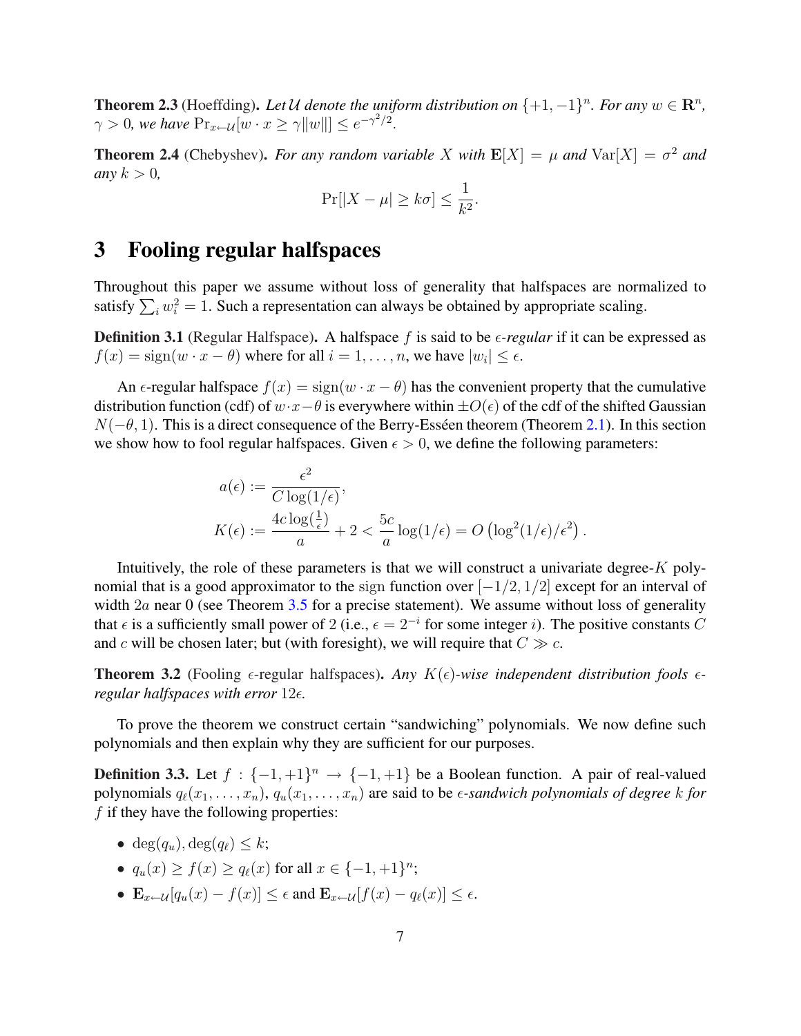**Theorem 2.3** (Hoeffding)**.** *Let $\mathcal{U}$ denote the uniform distribution on $\{+1, -1\}^n$. For any $w \in \mathbf{R}^n$, $\gamma > 0$, we have $\Pr_{x \leftarrow \mathcal{U}}[w \cdot x \geq \gamma \|w\|] \leq e^{-\gamma^2/2}$.*

**Theorem 2.4** (Chebyshev)**.** *For any random variable $X$ with $\mathbf{E}[X] = \mu$ and $\mathrm{Var}[X] = \sigma^2$ and any $k > 0$,*

$$\Pr[|X - \mu| \geq k\sigma] \leq \frac{1}{k^2}.$$

# 3 Fooling regular halfspaces

Throughout this paper we assume without loss of generality that halfspaces are normalized to satisfy $\sum_i w_i^2 = 1$. Such a representation can always be obtained by appropriate scaling.

**Definition 3.1** (Regular Halfspace)**.** A halfspace $f$ is said to be *$\epsilon$-regular* if it can be expressed as $f(x) = \mathrm{sign}(w \cdot x - \theta)$ where for all $i = 1, \ldots, n$, we have $|w_i| \leq \epsilon$.

An $\epsilon$-regular halfspace $f(x) = \mathrm{sign}(w \cdot x - \theta)$ has the convenient property that the cumulative distribution function (cdf) of $w \cdot x - \theta$ is everywhere within $\pm O(\epsilon)$ of the cdf of the shifted Gaussian $N(-\theta, 1)$. This is a direct consequence of the Berry-Esséen theorem (Theorem 2.1). In this section we show how to fool regular halfspaces. Given $\epsilon > 0$, we define the following parameters:

$$a(\epsilon) := \frac{\epsilon^2}{C \log(1/\epsilon)},$$
$$K(\epsilon) := \frac{4c \log(\frac{1}{\epsilon})}{a} + 2 < \frac{5c}{a} \log(1/\epsilon) = O\left(\log^2(1/\epsilon)/\epsilon^2\right).$$

Intuitively, the role of these parameters is that we will construct a univariate degree-$K$ polynomial that is a good approximator to the sign function over $[-1/2, 1/2]$ except for an interval of width $2a$ near 0 (see Theorem 3.5 for a precise statement). We assume without loss of generality that $\epsilon$ is a sufficiently small power of 2 (i.e., $\epsilon = 2^{-i}$ for some integer $i$). The positive constants $C$ and $c$ will be chosen later; but (with foresight), we will require that $C \gg c$.

**Theorem 3.2** (Fooling $\epsilon$-regular halfspaces)**.** *Any $K(\epsilon)$-wise independent distribution fools $\epsilon$-regular halfspaces with error $12\epsilon$.*

To prove the theorem we construct certain "sandwiching" polynomials. We now define such polynomials and then explain why they are sufficient for our purposes.

**Definition 3.3.** Let $f : \{-1, +1\}^n \to \{-1, +1\}$ be a Boolean function. A pair of real-valued polynomials $q_\ell(x_1, \ldots, x_n)$, $q_u(x_1, \ldots, x_n)$ are said to be *$\epsilon$-sandwich polynomials of degree $k$ for $f$* if they have the following properties:

- $\deg(q_u), \deg(q_\ell) \leq k$;
- $q_u(x) \geq f(x) \geq q_\ell(x)$ for all $x \in \{-1, +1\}^n$;
- $\mathbf{E}_{x \leftarrow \mathcal{U}}[q_u(x) - f(x)] \leq \epsilon$ and $\mathbf{E}_{x \leftarrow \mathcal{U}}[f(x) - q_\ell(x)] \leq \epsilon$.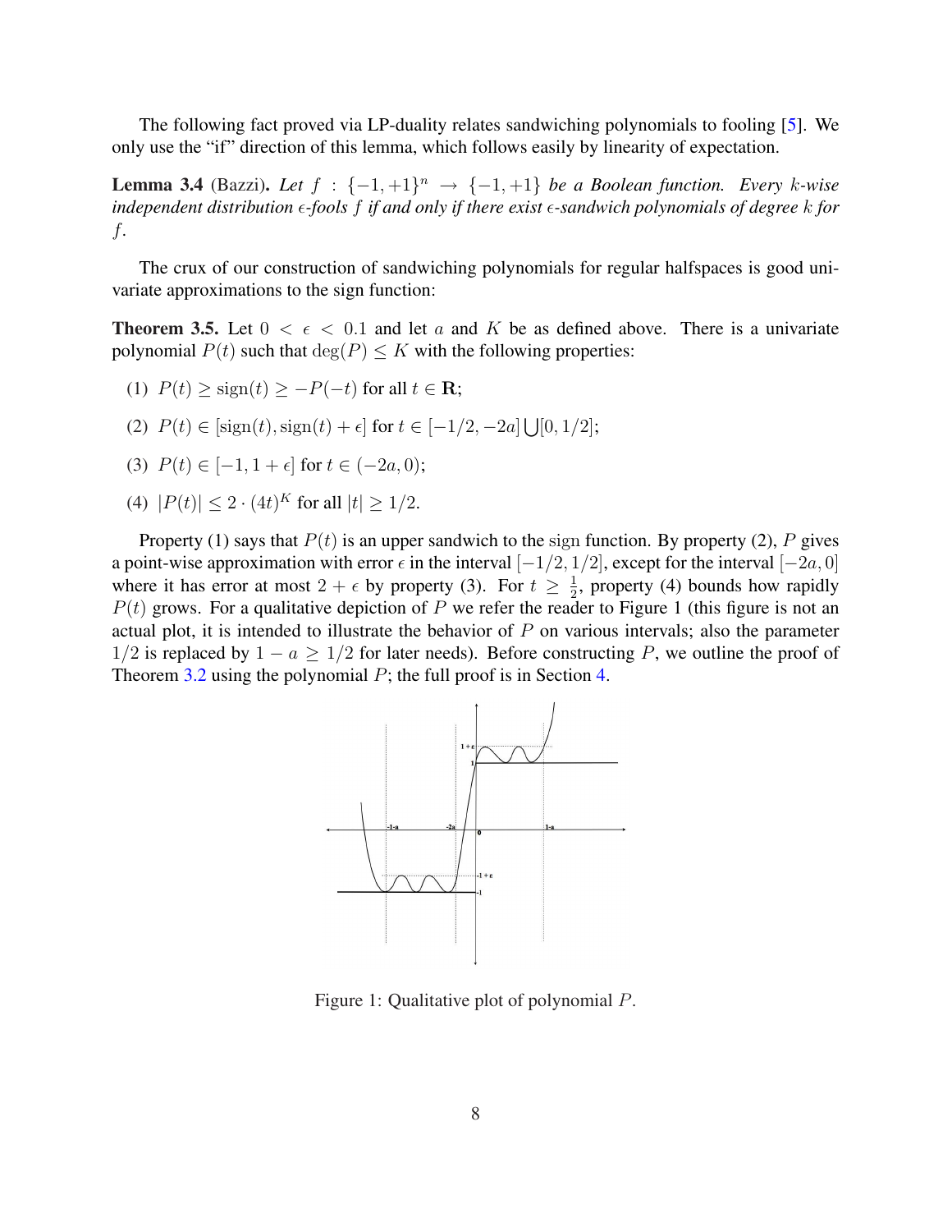The following fact proved via LP-duality relates sandwiching polynomials to fooling [5]. We only use the "if" direction of this lemma, which follows easily by linearity of expectation.

**Lemma 3.4** (Bazzi). *Let $f : \{-1,+1\}^n \to \{-1,+1\}$ be a Boolean function. Every $k$-wise independent distribution $\epsilon$-fools $f$ if and only if there exist $\epsilon$-sandwich polynomials of degree $k$ for $f$.*

The crux of our construction of sandwiching polynomials for regular halfspaces is good univariate approximations to the sign function:

**Theorem 3.5.** Let $0 < \epsilon < 0.1$ and let $a$ and $K$ be as defined above. There is a univariate polynomial $P(t)$ such that $\deg(P) \leq K$ with the following properties:

(1) $P(t) \geq \text{sign}(t) \geq -P(-t)$ for all $t \in \mathbf{R}$;

(2) $P(t) \in [\text{sign}(t), \text{sign}(t) + \epsilon]$ for $t \in [-1/2, -2a] \bigcup [0, 1/2]$;

(3) $P(t) \in [-1, 1+\epsilon]$ for $t \in (-2a, 0)$;

(4) $|P(t)| \leq 2 \cdot (4t)^K$ for all $|t| \geq 1/2$.

Property (1) says that $P(t)$ is an upper sandwich to the sign function. By property (2), $P$ gives a point-wise approximation with error $\epsilon$ in the interval $[-1/2, 1/2]$, except for the interval $[-2a, 0]$ where it has error at most $2+\epsilon$ by property (3). For $t \geq \frac{1}{2}$, property (4) bounds how rapidly $P(t)$ grows. For a qualitative depiction of $P$ we refer the reader to Figure 1 (this figure is not an actual plot, it is intended to illustrate the behavior of $P$ on various intervals; also the parameter $1/2$ is replaced by $1 - a \geq 1/2$ for later needs). Before constructing $P$, we outline the proof of Theorem 3.2 using the polynomial $P$; the full proof is in Section 4.

Figure 1: Qualitative plot of polynomial $P$.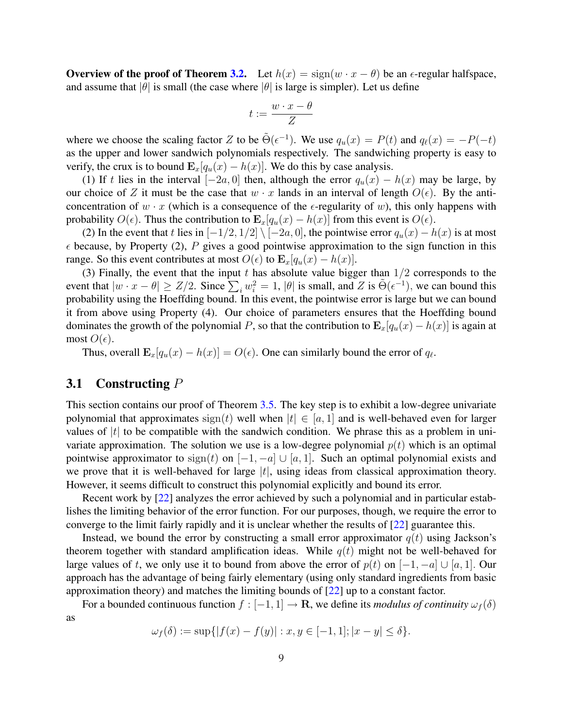**Overview of the proof of Theorem 3.2.** Let $h(x) = \text{sign}(w \cdot x - \theta)$ be an $\epsilon$-regular halfspace, and assume that $|\theta|$ is small (the case where $|\theta|$ is large is simpler). Let us define

$$t := \frac{w \cdot x - \theta}{Z}$$

where we choose the scaling factor $Z$ to be $\tilde{\Theta}(\epsilon^{-1})$. We use $q_u(x) = P(t)$ and $q_\ell(x) = -P(-t)$ as the upper and lower sandwich polynomials respectively. The sandwiching property is easy to verify, the crux is to bound $\mathbf{E}_x[q_u(x) - h(x)]$. We do this by case analysis.

(1) If $t$ lies in the interval $[-2a, 0]$ then, although the error $q_u(x) - h(x)$ may be large, by our choice of $Z$ it must be the case that $w \cdot x$ lands in an interval of length $O(\epsilon)$. By the anti-concentration of $w \cdot x$ (which is a consequence of the $\epsilon$-regularity of $w$), this only happens with probability $O(\epsilon)$. Thus the contribution to $\mathbf{E}_x[q_u(x) - h(x)]$ from this event is $O(\epsilon)$.

(2) In the event that $t$ lies in $[-1/2, 1/2] \setminus [-2a, 0]$, the pointwise error $q_u(x) - h(x)$ is at most $\epsilon$ because, by Property (2), $P$ gives a good pointwise approximation to the sign function in this range. So this event contributes at most $O(\epsilon)$ to $\mathbf{E}_x[q_u(x) - h(x)]$.

(3) Finally, the event that the input $t$ has absolute value bigger than $1/2$ corresponds to the event that $|w \cdot x - \theta| \geq Z/2$. Since $\sum_i w_i^2 = 1$, $|\theta|$ is small, and $Z$ is $\tilde{\Theta}(\epsilon^{-1})$, we can bound this probability using the Hoeffding bound. In this event, the pointwise error is large but we can bound it from above using Property (4). Our choice of parameters ensures that the Hoeffding bound dominates the growth of the polynomial $P$, so that the contribution to $\mathbf{E}_x[q_u(x) - h(x)]$ is again at most $O(\epsilon)$.

Thus, overall $\mathbf{E}_x[q_u(x) - h(x)] = O(\epsilon)$. One can similarly bound the error of $q_\ell$.

## 3.1 Constructing $P$

This section contains our proof of Theorem 3.5. The key step is to exhibit a low-degree univariate polynomial that approximates $\text{sign}(t)$ well when $|t| \in [a, 1]$ and is well-behaved even for larger values of $|t|$ to be compatible with the sandwich condition. We phrase this as a problem in univariate approximation. The solution we use is a low-degree polynomial $p(t)$ which is an optimal pointwise approximator to $\text{sign}(t)$ on $[-1, -a] \cup [a, 1]$. Such an optimal polynomial exists and we prove that it is well-behaved for large $|t|$, using ideas from classical approximation theory. However, it seems difficult to construct this polynomial explicitly and bound its error.

Recent work by [22] analyzes the error achieved by such a polynomial and in particular establishes the limiting behavior of the error function. For our purposes, though, we require the error to converge to the limit fairly rapidly and it is unclear whether the results of [22] guarantee this.

Instead, we bound the error by constructing a small error approximator $q(t)$ using Jackson's theorem together with standard amplification ideas. While $q(t)$ might not be well-behaved for large values of $t$, we only use it to bound from above the error of $p(t)$ on $[-1, -a] \cup [a, 1]$. Our approach has the advantage of being fairly elementary (using only standard ingredients from basic approximation theory) and matches the limiting bounds of [22] up to a constant factor.

For a bounded continuous function $f : [-1, 1] \to \mathbf{R}$, we define its *modulus of continuity* $\omega_f(\delta)$ as

$$\omega_f(\delta) := \sup\{|f(x) - f(y)| : x, y \in [-1, 1]; |x - y| \leq \delta\}.$$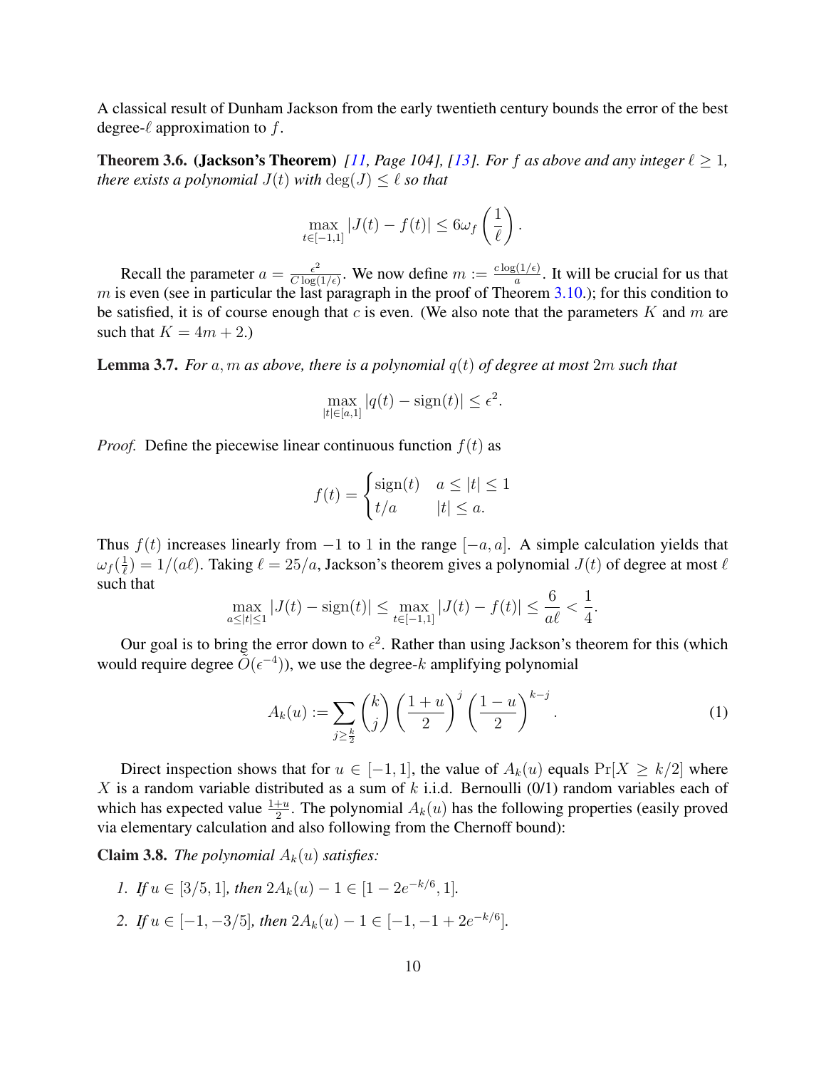A classical result of Dunham Jackson from the early twentieth century bounds the error of the best degree-$\ell$ approximation to $f$.

**Theorem 3.6. (Jackson's Theorem)** *[11, Page 104], [13]. For $f$ as above and any integer $\ell \geq 1$, there exists a polynomial $J(t)$ with $\deg(J) \leq \ell$ so that*

$$\max_{t \in [-1,1]} |J(t) - f(t)| \leq 6\omega_f\left(\frac{1}{\ell}\right).$$

Recall the parameter $a = \frac{\epsilon^2}{C\log(1/\epsilon)}$. We now define $m := \frac{c\log(1/\epsilon)}{a}$. It will be crucial for us that $m$ is even (see in particular the last paragraph in the proof of Theorem 3.10.); for this condition to be satisfied, it is of course enough that $c$ is even. (We also note that the parameters $K$ and $m$ are such that $K = 4m + 2$.)

**Lemma 3.7.** *For $a, m$ as above, there is a polynomial $q(t)$ of degree at most $2m$ such that*

$$\max_{|t| \in [a,1]} |q(t) - \mathrm{sign}(t)| \leq \epsilon^2.$$

*Proof.* Define the piecewise linear continuous function $f(t)$ as

$$f(t) = \begin{cases} \mathrm{sign}(t) & a \leq |t| \leq 1 \\ t/a & |t| \leq a. \end{cases}$$

Thus $f(t)$ increases linearly from $-1$ to $1$ in the range $[-a, a]$. A simple calculation yields that $\omega_f(\frac{1}{\ell}) = 1/(a\ell)$. Taking $\ell = 25/a$, Jackson's theorem gives a polynomial $J(t)$ of degree at most $\ell$ such that

$$\max_{a \leq |t| \leq 1} |J(t) - \mathrm{sign}(t)| \leq \max_{t \in [-1,1]} |J(t) - f(t)| \leq \frac{6}{a\ell} < \frac{1}{4}.$$

Our goal is to bring the error down to $\epsilon^2$. Rather than using Jackson's theorem for this (which would require degree $\tilde{O}(\epsilon^{-4})$), we use the degree-$k$ amplifying polynomial

$$A_k(u) := \sum_{j \geq \frac{k}{2}} \binom{k}{j} \left(\frac{1+u}{2}\right)^j \left(\frac{1-u}{2}\right)^{k-j}. \tag{1}$$

Direct inspection shows that for $u \in [-1, 1]$, the value of $A_k(u)$ equals $\Pr[X \geq k/2]$ where $X$ is a random variable distributed as a sum of $k$ i.i.d. Bernoulli (0/1) random variables each of which has expected value $\frac{1+u}{2}$. The polynomial $A_k(u)$ has the following properties (easily proved via elementary calculation and also following from the Chernoff bound):

**Claim 3.8.** *The polynomial $A_k(u)$ satisfies:*

1. *If $u \in [3/5, 1]$, then $2A_k(u) - 1 \in [1 - 2e^{-k/6}, 1]$.*
2. *If $u \in [-1, -3/5]$, then $2A_k(u) - 1 \in [-1, -1 + 2e^{-k/6}]$.*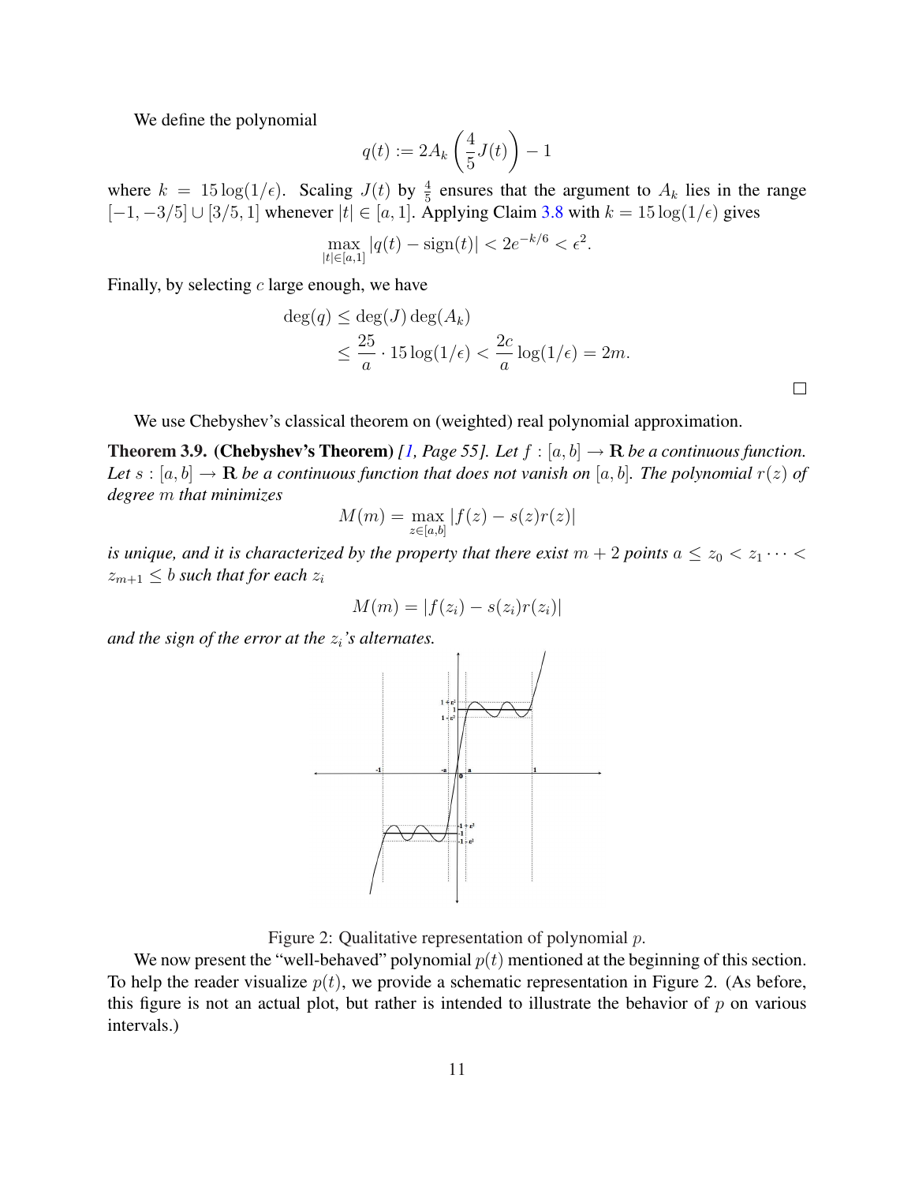We define the polynomial

$$q(t) := 2A_k\left(\frac{4}{5}J(t)\right) - 1$$

where $k = 15\log(1/\epsilon)$. Scaling $J(t)$ by $\frac{4}{5}$ ensures that the argument to $A_k$ lies in the range $[-1, -3/5] \cup [3/5, 1]$ whenever $|t| \in [a, 1]$. Applying Claim 3.8 with $k = 15\log(1/\epsilon)$ gives

$$\max_{|t|\in[a,1]} |q(t) - \text{sign}(t)| < 2e^{-k/6} < \epsilon^2.$$

Finally, by selecting $c$ large enough, we have

$$\begin{aligned}\deg(q) &\leq \deg(J)\deg(A_k) \\ &\leq \frac{25}{a} \cdot 15\log(1/\epsilon) < \frac{2c}{a}\log(1/\epsilon) = 2m.\end{aligned}$$

□

We use Chebyshev's classical theorem on (weighted) real polynomial approximation.

**Theorem 3.9. (Chebyshev's Theorem)** *[1, Page 55]. Let $f : [a, b] \to \mathbf{R}$ be a continuous function. Let $s : [a, b] \to \mathbf{R}$ be a continuous function that does not vanish on $[a, b]$. The polynomial $r(z)$ of degree $m$ that minimizes*

$$M(m) = \max_{z\in[a,b]} |f(z) - s(z)r(z)|$$

*is unique, and it is characterized by the property that there exist $m + 2$ points $a \leq z_0 < z_1 \cdots < z_{m+1} \leq b$ such that for each $z_i$*

$$M(m) = |f(z_i) - s(z_i)r(z_i)|$$

*and the sign of the error at the $z_i$'s alternates.*

Figure 2: Qualitative representation of polynomial $p$.

We now present the "well-behaved" polynomial $p(t)$ mentioned at the beginning of this section. To help the reader visualize $p(t)$, we provide a schematic representation in Figure 2. (As before, this figure is not an actual plot, but rather is intended to illustrate the behavior of $p$ on various intervals.)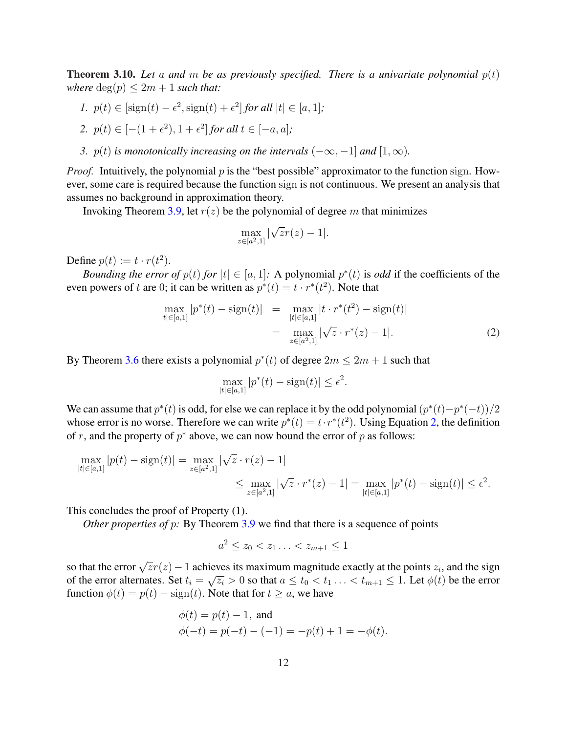**Theorem 3.10.** *Let $a$ and $m$ be as previously specified. There is a univariate polynomial $p(t)$ where $\deg(p) \leq 2m+1$ such that:*

1. *$p(t) \in [\text{sign}(t) - \epsilon^2, \text{sign}(t) + \epsilon^2]$ for all $|t| \in [a, 1]$;*
2. *$p(t) \in [-(1+\epsilon^2), 1+\epsilon^2]$ for all $t \in [-a, a]$;*
3. *$p(t)$ is monotonically increasing on the intervals $(-\infty, -1]$ and $[1, \infty)$.*

*Proof.* Intuitively, the polynomial $p$ is the "best possible" approximator to the function sign. However, some care is required because the function sign is not continuous. We present an analysis that assumes no background in approximation theory.

Invoking Theorem 3.9, let $r(z)$ be the polynomial of degree $m$ that minimizes

$$\max_{z \in [a^2,1]} |\sqrt{z} r(z) - 1|.$$

Define $p(t) := t \cdot r(t^2)$.

*Bounding the error of $p(t)$ for $|t| \in [a, 1]$:* A polynomial $p^*(t)$ is *odd* if the coefficients of the even powers of $t$ are 0; it can be written as $p^*(t) = t \cdot r^*(t^2)$. Note that

$$\begin{aligned}
\max_{|t| \in [a,1]} |p^*(t) - \text{sign}(t)| &= \max_{|t| \in [a,1]} |t \cdot r^*(t^2) - \text{sign}(t)| \\
&= \max_{z \in [a^2,1]} |\sqrt{z} \cdot r^*(z) - 1|. \qquad (2)
\end{aligned}$$

By Theorem 3.6 there exists a polynomial $p^*(t)$ of degree $2m \leq 2m+1$ such that

$$\max_{|t| \in [a,1]} |p^*(t) - \text{sign}(t)| \leq \epsilon^2.$$

We can assume that $p^*(t)$ is odd, for else we can replace it by the odd polynomial $(p^*(t) - p^*(-t))/2$ whose error is no worse. Therefore we can write $p^*(t) = t \cdot r^*(t^2)$. Using Equation 2, the definition of $r$, and the property of $p^*$ above, we can now bound the error of $p$ as follows:

$$\begin{aligned}
\max_{|t| \in [a,1]} |p(t) - \text{sign}(t)| &= \max_{z \in [a^2,1]} |\sqrt{z} \cdot r(z) - 1| \\
&\leq \max_{z \in [a^2,1]} |\sqrt{z} \cdot r^*(z) - 1| = \max_{|t| \in [a,1]} |p^*(t) - \text{sign}(t)| \leq \epsilon^2.
\end{aligned}$$

This concludes the proof of Property (1).

*Other properties of $p$:* By Theorem 3.9 we find that there is a sequence of points

$$a^2 \leq z_0 < z_1 \ldots < z_{m+1} \leq 1$$

so that the error $\sqrt{z} r(z) - 1$ achieves its maximum magnitude exactly at the points $z_i$, and the sign of the error alternates. Set $t_i = \sqrt{z_i} > 0$ so that $a \leq t_0 < t_1 \ldots < t_{m+1} \leq 1$. Let $\phi(t)$ be the error function $\phi(t) = p(t) - \text{sign}(t)$. Note that for $t \geq a$, we have

$$\begin{aligned}
&\phi(t) = p(t) - 1, \text{ and} \\
&\phi(-t) = p(-t) - (-1) = -p(t) + 1 = -\phi(t).
\end{aligned}$$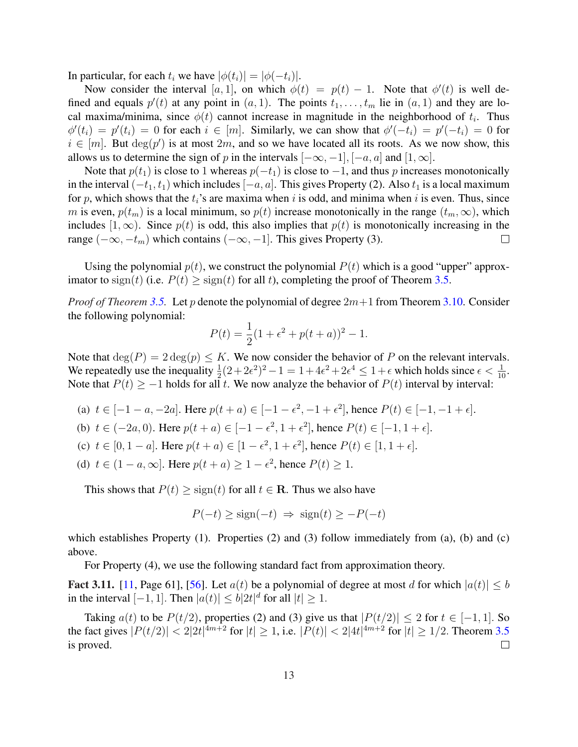In particular, for each $t_i$ we have $|\phi(t_i)| = |\phi(-t_i)|$.

Now consider the interval $[a, 1]$, on which $\phi(t) = p(t) - 1$. Note that $\phi'(t)$ is well defined and equals $p'(t)$ at any point in $(a, 1)$. The points $t_1, \ldots, t_m$ lie in $(a, 1)$ and they are local maxima/minima, since $\phi(t)$ cannot increase in magnitude in the neighborhood of $t_i$. Thus $\phi'(t_i) = p'(t_i) = 0$ for each $i \in [m]$. Similarly, we can show that $\phi'(-t_i) = p'(-t_i) = 0$ for $i \in [m]$. But $\deg(p')$ is at most $2m$, and so we have located all its roots. As we now show, this allows us to determine the sign of $p$ in the intervals $[-\infty, -1], [-a, a]$ and $[1, \infty]$.

Note that $p(t_1)$ is close to 1 whereas $p(-t_1)$ is close to $-1$, and thus $p$ increases monotonically in the interval $(-t_1, t_1)$ which includes $[-a, a]$. This gives Property (2). Also $t_1$ is a local maximum for $p$, which shows that the $t_i$'s are maxima when $i$ is odd, and minima when $i$ is even. Thus, since $m$ is even, $p(t_m)$ is a local minimum, so $p(t)$ increase monotonically in the range $(t_m, \infty)$, which includes $[1, \infty)$. Since $p(t)$ is odd, this also implies that $p(t)$ is monotonically increasing in the range $(-\infty, -t_m)$ which contains $(-\infty, -1]$. This gives Property (3). $\square$

Using the polynomial $p(t)$, we construct the polynomial $P(t)$ which is a good "upper" approximator to $\mathrm{sign}(t)$ (i.e. $P(t) \geq \mathrm{sign}(t)$ for all $t$), completing the proof of Theorem 3.5.

*Proof of Theorem 3.5.* Let $p$ denote the polynomial of degree $2m+1$ from Theorem 3.10. Consider the following polynomial:

$$P(t) = \frac{1}{2}(1 + \epsilon^2 + p(t + a))^2 - 1.$$

Note that $\deg(P) = 2\deg(p) \leq K$. We now consider the behavior of $P$ on the relevant intervals. We repeatedly use the inequality $\frac{1}{2}(2+2\epsilon^2)^2 - 1 = 1 + 4\epsilon^2 + 2\epsilon^4 \leq 1 + \epsilon$ which holds since $\epsilon < \frac{1}{10}$. Note that $P(t) \geq -1$ holds for all $t$. We now analyze the behavior of $P(t)$ interval by interval:

(a) $t \in [-1 - a, -2a]$. Here $p(t + a) \in [-1 - \epsilon^2, -1 + \epsilon^2]$, hence $P(t) \in [-1, -1 + \epsilon]$.

(b) $t \in (-2a, 0)$. Here $p(t + a) \in [-1 - \epsilon^2, 1 + \epsilon^2]$, hence $P(t) \in [-1, 1 + \epsilon]$.

(c) $t \in [0, 1 - a]$. Here $p(t + a) \in [1 - \epsilon^2, 1 + \epsilon^2]$, hence $P(t) \in [1, 1 + \epsilon]$.

(d) $t \in (1 - a, \infty]$. Here $p(t + a) \geq 1 - \epsilon^2$, hence $P(t) \geq 1$.

This shows that $P(t) \geq \mathrm{sign}(t)$ for all $t \in \mathbf{R}$. Thus we also have

$$P(-t) \geq \mathrm{sign}(-t) \ \Rightarrow \ \mathrm{sign}(t) \geq -P(-t)$$

which establishes Property (1). Properties (2) and (3) follow immediately from (a), (b) and (c) above.

For Property (4), we use the following standard fact from approximation theory.

**Fact 3.11.** [11, Page 61], [56]. Let $a(t)$ be a polynomial of degree at most $d$ for which $|a(t)| \leq b$ in the interval $[-1, 1]$. Then $|a(t)| \leq b|2t|^d$ for all $|t| \geq 1$.

Taking $a(t)$ to be $P(t/2)$, properties (2) and (3) give us that $|P(t/2)| \leq 2$ for $t \in [-1, 1]$. So the fact gives $|P(t/2)| < 2|2t|^{4m+2}$ for $|t| \geq 1$, i.e. $|P(t)| < 2|4t|^{4m+2}$ for $|t| \geq 1/2$. Theorem 3.5 is proved. $\square$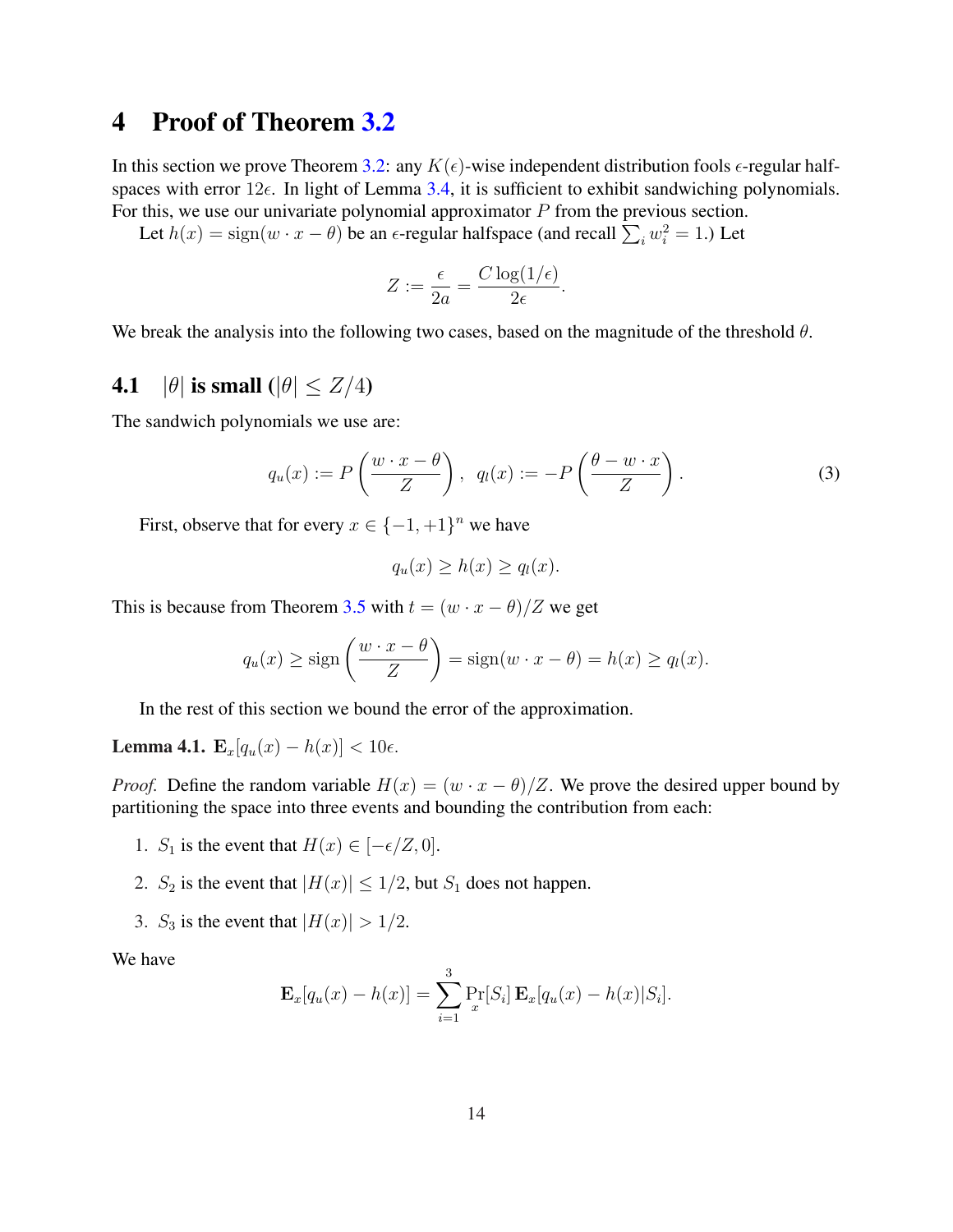# 4 Proof of Theorem 3.2

In this section we prove Theorem 3.2: any $K(\epsilon)$-wise independent distribution fools $\epsilon$-regular halfspaces with error $12\epsilon$. In light of Lemma 3.4, it is sufficient to exhibit sandwiching polynomials. For this, we use our univariate polynomial approximator $P$ from the previous section.

Let $h(x) = \text{sign}(w \cdot x - \theta)$ be an $\epsilon$-regular halfspace (and recall $\sum_i w_i^2 = 1$.) Let

$$Z := \frac{\epsilon}{2a} = \frac{C \log(1/\epsilon)}{2\epsilon}.$$

We break the analysis into the following two cases, based on the magnitude of the threshold $\theta$.

## 4.1 $|\theta|$ is small ($|\theta| \leq Z/4$)

The sandwich polynomials we use are:

$$q_u(x) := P\left(\frac{w \cdot x - \theta}{Z}\right), \quad q_l(x) := -P\left(\frac{\theta - w \cdot x}{Z}\right). \tag{3}$$

First, observe that for every $x \in \{-1, +1\}^n$ we have

$$q_u(x) \geq h(x) \geq q_l(x).$$

This is because from Theorem 3.5 with $t = (w \cdot x - \theta)/Z$ we get

$$q_u(x) \geq \text{sign}\left(\frac{w \cdot x - \theta}{Z}\right) = \text{sign}(w \cdot x - \theta) = h(x) \geq q_l(x).$$

In the rest of this section we bound the error of the approximation.

**Lemma 4.1.** $\mathbf{E}_x[q_u(x) - h(x)] < 10\epsilon$.

*Proof.* Define the random variable $H(x) = (w \cdot x - \theta)/Z$. We prove the desired upper bound by partitioning the space into three events and bounding the contribution from each:

1. $S_1$ is the event that $H(x) \in [-\epsilon/Z, 0]$.
2. $S_2$ is the event that $|H(x)| \leq 1/2$, but $S_1$ does not happen.
3. $S_3$ is the event that $|H(x)| > 1/2$.

We have

$$\mathbf{E}_x[q_u(x) - h(x)] = \sum_{i=1}^{3} \Pr_x[S_i] \, \mathbf{E}_x[q_u(x) - h(x) | S_i].$$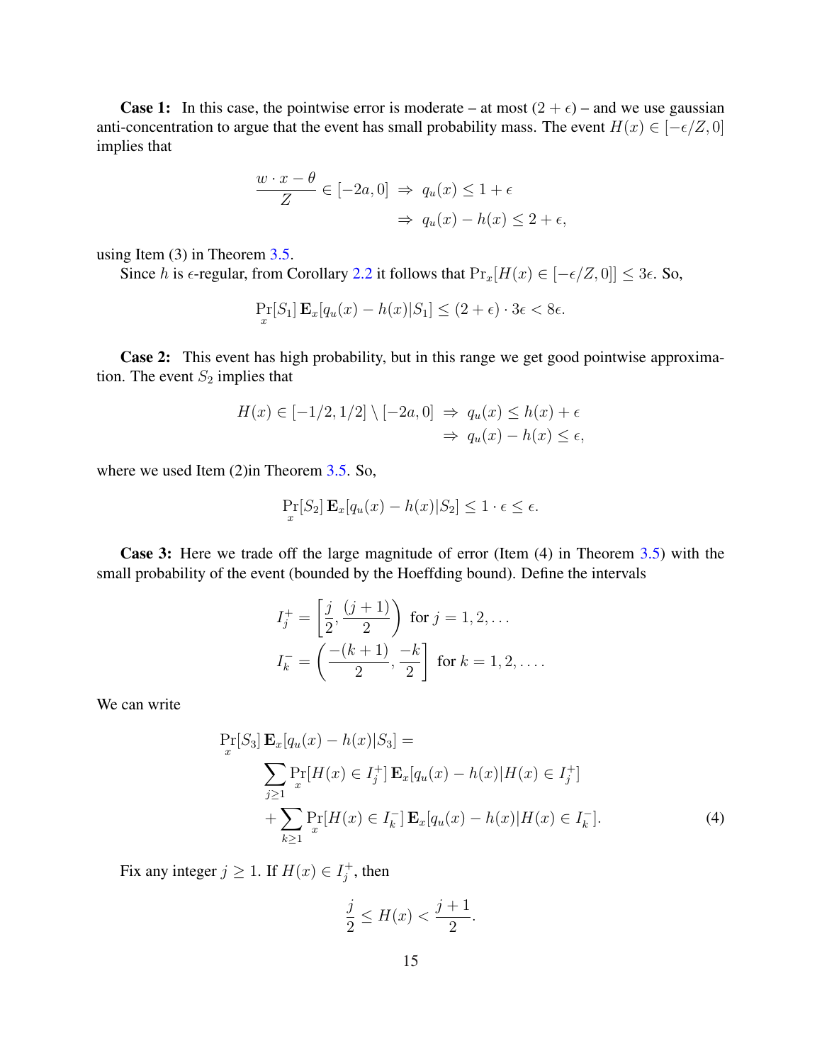**Case 1:** In this case, the pointwise error is moderate – at most $(2+\epsilon)$ – and we use gaussian anti-concentration to argue that the event has small probability mass. The event $H(x) \in [-\epsilon/Z, 0]$ implies that

$$\begin{aligned} \frac{w \cdot x - \theta}{Z} \in [-2a, 0] \;&\Rightarrow\; q_u(x) \leq 1 + \epsilon \\ &\Rightarrow\; q_u(x) - h(x) \leq 2 + \epsilon, \end{aligned}$$

using Item (3) in Theorem 3.5.

Since $h$ is $\epsilon$-regular, from Corollary 2.2 it follows that $\Pr_x[H(x) \in [-\epsilon/Z, 0]] \leq 3\epsilon$. So,

$$\Pr_x[S_1]\,\mathbf{E}_x[q_u(x) - h(x)|S_1] \leq (2+\epsilon) \cdot 3\epsilon < 8\epsilon.$$

**Case 2:** This event has high probability, but in this range we get good pointwise approximation. The event $S_2$ implies that

$$\begin{aligned} H(x) \in [-1/2, 1/2] \setminus [-2a, 0] \;&\Rightarrow\; q_u(x) \leq h(x) + \epsilon \\ &\Rightarrow\; q_u(x) - h(x) \leq \epsilon, \end{aligned}$$

where we used Item (2)in Theorem 3.5. So,

$$\Pr_x[S_2]\,\mathbf{E}_x[q_u(x) - h(x)|S_2] \leq 1 \cdot \epsilon \leq \epsilon.$$

**Case 3:** Here we trade off the large magnitude of error (Item (4) in Theorem 3.5) with the small probability of the event (bounded by the Hoeffding bound). Define the intervals

$$\begin{aligned} I_j^+ &= \left[\frac{j}{2}, \frac{(j+1)}{2}\right) \text{ for } j = 1, 2, \ldots \\ I_k^- &= \left(\frac{-(k+1)}{2}, \frac{-k}{2}\right] \text{ for } k = 1, 2, \ldots. \end{aligned}$$

We can write

$$\begin{aligned} \Pr_x[S_3]\,\mathbf{E}_x[q_u(x) - h(x)|S_3] = \\ \sum_{j \geq 1} \Pr_x[H(x) \in I_j^+]\,\mathbf{E}_x[q_u(x) - h(x)|H(x) \in I_j^+] \\ + \sum_{k \geq 1} \Pr_x[H(x) \in I_k^-]\,\mathbf{E}_x[q_u(x) - h(x)|H(x) \in I_k^-]. \end{aligned} \tag{4}$$

Fix any integer $j \geq 1$. If $H(x) \in I_j^+$, then

$$\frac{j}{2} \leq H(x) < \frac{j+1}{2}.$$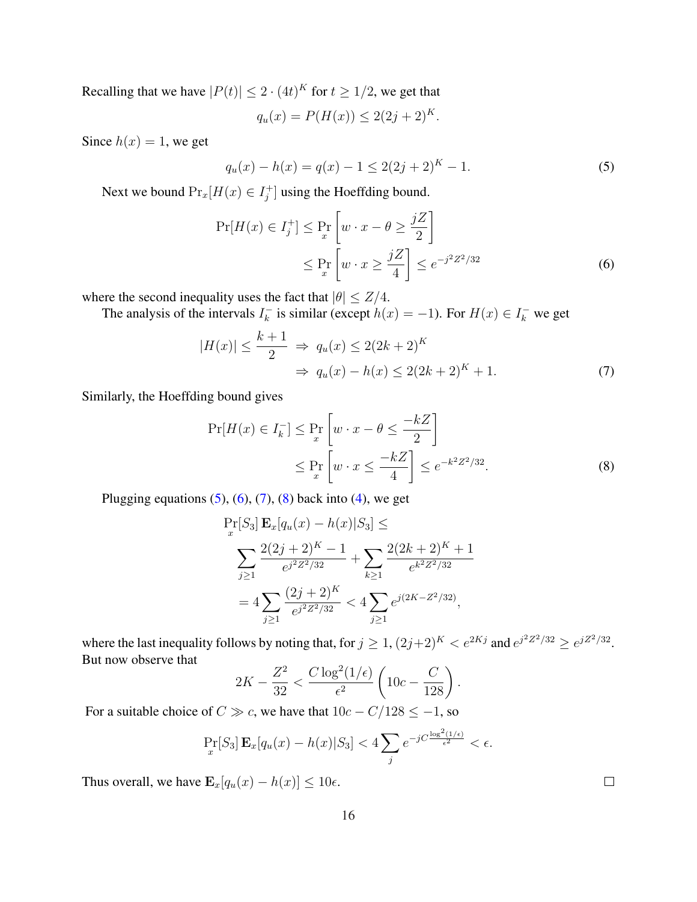Recalling that we have $|P(t)| \leq 2 \cdot (4t)^K$ for $t \geq 1/2$, we get that

$$q_u(x) = P(H(x)) \leq 2(2j+2)^K.$$

Since $h(x) = 1$, we get

$$q_u(x) - h(x) = q(x) - 1 \leq 2(2j+2)^K - 1. \tag{5}$$

Next we bound $\Pr_x[H(x) \in I_j^+]$ using the Hoeffding bound.

$$\begin{aligned}
\Pr[H(x) \in I_j^+] &\leq \Pr_x\left[w \cdot x - \theta \geq \frac{jZ}{2}\right] \\
&\leq \Pr_x\left[w \cdot x \geq \frac{jZ}{4}\right] \leq e^{-j^2 Z^2/32}
\end{aligned} \tag{6}$$

where the second inequality uses the fact that $|\theta| \leq Z/4$.

The analysis of the intervals $I_k^-$ is similar (except $h(x) = -1$). For $H(x) \in I_k^-$ we get

$$\begin{aligned}
|H(x)| \leq \frac{k+1}{2} &\Rightarrow q_u(x) \leq 2(2k+2)^K \\
&\Rightarrow q_u(x) - h(x) \leq 2(2k+2)^K + 1.
\end{aligned} \tag{7}$$

Similarly, the Hoeffding bound gives

$$\begin{aligned}
\Pr[H(x) \in I_k^-] &\leq \Pr_x\left[w \cdot x - \theta \leq \frac{-kZ}{2}\right] \\
&\leq \Pr_x\left[w \cdot x \leq \frac{-kZ}{4}\right] \leq e^{-k^2 Z^2/32}.
\end{aligned} \tag{8}$$

Plugging equations (5), (6), (7), (8) back into (4), we get

$$\begin{aligned}
&\Pr_x[S_3] \, \mathbf{E}_x[q_u(x) - h(x) | S_3] \leq \\
&\quad \sum_{j \geq 1} \frac{2(2j+2)^K - 1}{e^{j^2 Z^2/32}} + \sum_{k \geq 1} \frac{2(2k+2)^K + 1}{e^{k^2 Z^2/32}} \\
&\quad = 4 \sum_{j \geq 1} \frac{(2j+2)^K}{e^{j^2 Z^2/32}} < 4 \sum_{j \geq 1} e^{j(2K - Z^2/32)},
\end{aligned}$$

where the last inequality follows by noting that, for $j \geq 1$, $(2j+2)^K < e^{2Kj}$ and $e^{j^2 Z^2/32} \geq e^{jZ^2/32}$. But now observe that

$$2K - \frac{Z^2}{32} < \frac{C \log^2(1/\epsilon)}{\epsilon^2}\left(10c - \frac{C}{128}\right).$$

For a suitable choice of $C \gg c$, we have that $10c - C/128 \leq -1$, so

$$\Pr_x[S_3] \, \mathbf{E}_x[q_u(x) - h(x) | S_3] < 4 \sum_j e^{-jC \frac{\log^2(1/\epsilon)}{\epsilon^2}} < \epsilon.$$

Thus overall, we have $\mathbf{E}_x[q_u(x) - h(x)] \leq 10\epsilon$. ☐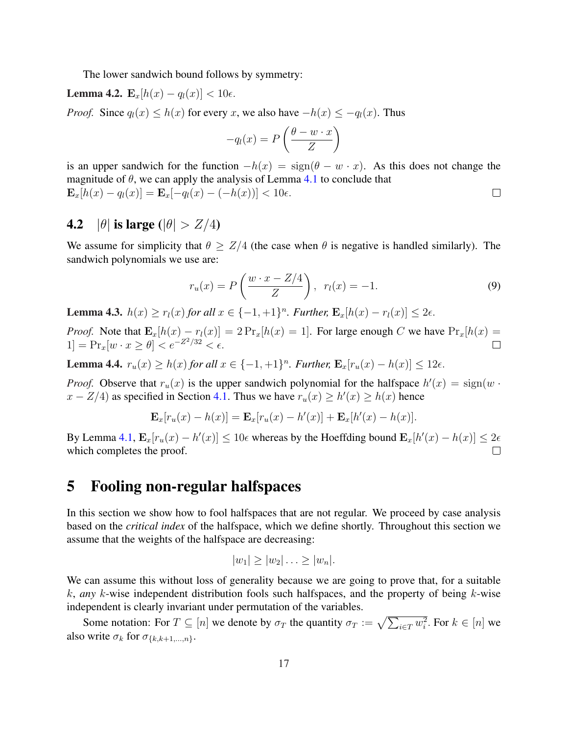The lower sandwich bound follows by symmetry:

**Lemma 4.2.** $\mathbf{E}_x[h(x) - q_l(x)] < 10\epsilon$.

*Proof.* Since $q_l(x) \leq h(x)$ for every $x$, we also have $-h(x) \leq -q_l(x)$. Thus

$$-q_l(x) = P\left(\frac{\theta - w \cdot x}{Z}\right)$$

is an upper sandwich for the function $-h(x) = \text{sign}(\theta - w \cdot x)$. As this does not change the magnitude of $\theta$, we can apply the analysis of Lemma 4.1 to conclude that
$\mathbf{E}_x[h(x) - q_l(x)] = \mathbf{E}_x[-q_l(x) - (-h(x))] < 10\epsilon$. □

## 4.2 $|\theta|$ is large ($|\theta| > Z/4$)

We assume for simplicity that $\theta \geq Z/4$ (the case when $\theta$ is negative is handled similarly). The sandwich polynomials we use are:

$$r_u(x) = P\left(\frac{w \cdot x - Z/4}{Z}\right), \quad r_l(x) = -1. \tag{9}$$

**Lemma 4.3.** *$h(x) \geq r_l(x)$ for all $x \in \{-1, +1\}^n$. Further, $\mathbf{E}_x[h(x) - r_l(x)] \leq 2\epsilon$.*

*Proof.* Note that $\mathbf{E}_x[h(x) - r_l(x)] = 2\Pr_x[h(x) = 1]$. For large enough $C$ we have $\Pr_x[h(x) = 1] = \Pr_x[w \cdot x \geq \theta] < e^{-Z^2/32} < \epsilon$. □

**Lemma 4.4.** *$r_u(x) \geq h(x)$ for all $x \in \{-1, +1\}^n$. Further, $\mathbf{E}_x[r_u(x) - h(x)] \leq 12\epsilon$.*

*Proof.* Observe that $r_u(x)$ is the upper sandwich polynomial for the halfspace $h'(x) = \text{sign}(w \cdot x - Z/4)$ as specified in Section 4.1. Thus we have $r_u(x) \geq h'(x) \geq h(x)$ hence

$$\mathbf{E}_x[r_u(x) - h(x)] = \mathbf{E}_x[r_u(x) - h'(x)] + \mathbf{E}_x[h'(x) - h(x)].$$

By Lemma 4.1, $\mathbf{E}_x[r_u(x) - h'(x)] \leq 10\epsilon$ whereas by the Hoeffding bound $\mathbf{E}_x[h'(x) - h(x)] \leq 2\epsilon$ which completes the proof. □

# 5 Fooling non-regular halfspaces

In this section we show how to fool halfspaces that are not regular. We proceed by case analysis based on the *critical index* of the halfspace, which we define shortly. Throughout this section we assume that the weights of the halfspace are decreasing:

$$|w_1| \geq |w_2| \ldots \geq |w_n|.$$

We can assume this without loss of generality because we are going to prove that, for a suitable $k$, *any* $k$-wise independent distribution fools such halfspaces, and the property of being $k$-wise independent is clearly invariant under permutation of the variables.

Some notation: For $T \subseteq [n]$ we denote by $\sigma_T$ the quantity $\sigma_T := \sqrt{\sum_{i \in T} w_i^2}$. For $k \in [n]$ we also write $\sigma_k$ for $\sigma_{\{k,k+1,\ldots,n\}}$.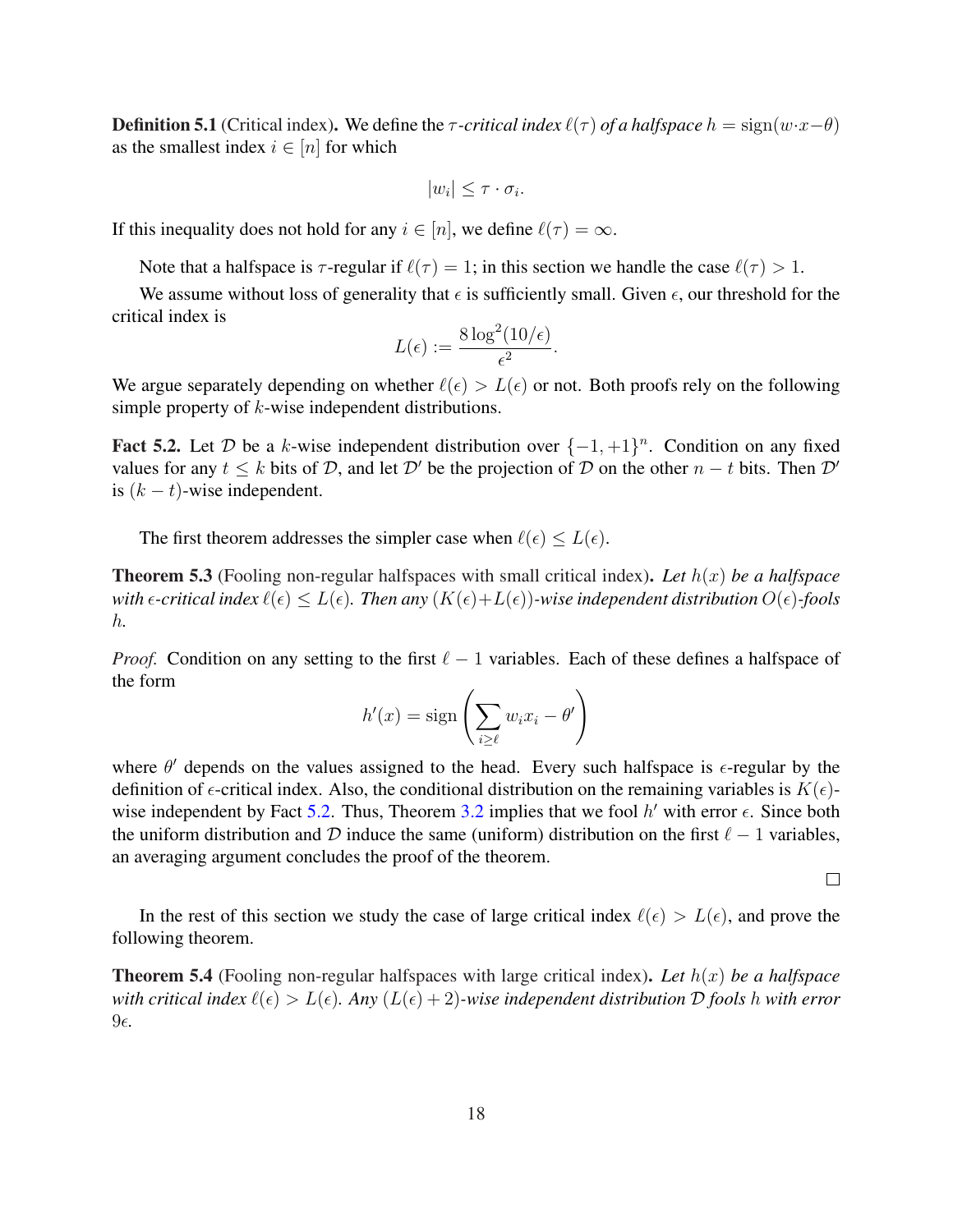**Definition 5.1** (Critical index)**.** We define the *$\tau$-critical index $\ell(\tau)$ of a halfspace* $h = \text{sign}(w \cdot x - \theta)$ as the smallest index $i \in [n]$ for which

$$|w_i| \leq \tau \cdot \sigma_i.$$

If this inequality does not hold for any $i \in [n]$, we define $\ell(\tau) = \infty$.

Note that a halfspace is $\tau$-regular if $\ell(\tau) = 1$; in this section we handle the case $\ell(\tau) > 1$.

We assume without loss of generality that $\epsilon$ is sufficiently small. Given $\epsilon$, our threshold for the critical index is

$$L(\epsilon) := \frac{8 \log^2(10/\epsilon)}{\epsilon^2}.$$

We argue separately depending on whether $\ell(\epsilon) > L(\epsilon)$ or not. Both proofs rely on the following simple property of $k$-wise independent distributions.

**Fact 5.2.** Let $\mathcal{D}$ be a $k$-wise independent distribution over $\{-1, +1\}^n$. Condition on any fixed values for any $t \leq k$ bits of $\mathcal{D}$, and let $\mathcal{D}'$ be the projection of $\mathcal{D}$ on the other $n - t$ bits. Then $\mathcal{D}'$ is $(k - t)$-wise independent.

The first theorem addresses the simpler case when $\ell(\epsilon) \leq L(\epsilon)$.

**Theorem 5.3** (Fooling non-regular halfspaces with small critical index)**.** *Let $h(x)$ be a halfspace with $\epsilon$-critical index $\ell(\epsilon) \leq L(\epsilon)$. Then any $(K(\epsilon)+L(\epsilon))$-wise independent distribution $O(\epsilon)$-fools $h$.*

*Proof.* Condition on any setting to the first $\ell - 1$ variables. Each of these defines a halfspace of the form

$$h'(x) = \text{sign}\left(\sum_{i \geq \ell} w_i x_i - \theta'\right)$$

where $\theta'$ depends on the values assigned to the head. Every such halfspace is $\epsilon$-regular by the definition of $\epsilon$-critical index. Also, the conditional distribution on the remaining variables is $K(\epsilon)$-wise independent by Fact 5.2. Thus, Theorem 3.2 implies that we fool $h'$ with error $\epsilon$. Since both the uniform distribution and $\mathcal{D}$ induce the same (uniform) distribution on the first $\ell - 1$ variables, an averaging argument concludes the proof of the theorem. $\square$

In the rest of this section we study the case of large critical index $\ell(\epsilon) > L(\epsilon)$, and prove the following theorem.

**Theorem 5.4** (Fooling non-regular halfspaces with large critical index)**.** *Let $h(x)$ be a halfspace with critical index $\ell(\epsilon) > L(\epsilon)$. Any $(L(\epsilon) + 2)$-wise independent distribution $\mathcal{D}$ fools $h$ with error $9\epsilon$.*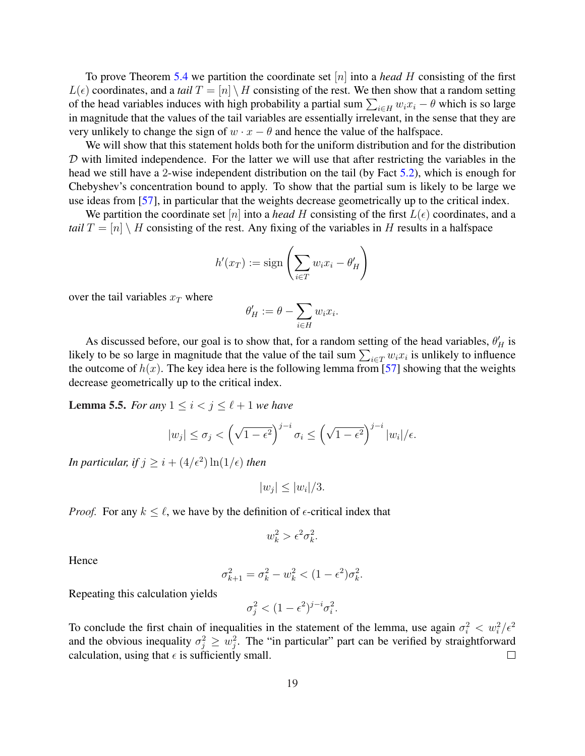To prove Theorem 5.4 we partition the coordinate set $[n]$ into a *head* $H$ consisting of the first $L(\epsilon)$ coordinates, and a *tail* $T = [n] \setminus H$ consisting of the rest. We then show that a random setting of the head variables induces with high probability a partial sum $\sum_{i \in H} w_i x_i - \theta$ which is so large in magnitude that the values of the tail variables are essentially irrelevant, in the sense that they are very unlikely to change the sign of $w \cdot x - \theta$ and hence the value of the halfspace.

We will show that this statement holds both for the uniform distribution and for the distribution $\mathcal{D}$ with limited independence. For the latter we will use that after restricting the variables in the head we still have a 2-wise independent distribution on the tail (by Fact 5.2), which is enough for Chebyshev's concentration bound to apply. To show that the partial sum is likely to be large we use ideas from [57], in particular that the weights decrease geometrically up to the critical index.

We partition the coordinate set $[n]$ into a *head* $H$ consisting of the first $L(\epsilon)$ coordinates, and a *tail* $T = [n] \setminus H$ consisting of the rest. Any fixing of the variables in $H$ results in a halfspace

$$h'(x_T) := \operatorname{sign}\left(\sum_{i \in T} w_i x_i - \theta'_H\right)$$

over the tail variables $x_T$ where

$$\theta'_H := \theta - \sum_{i \in H} w_i x_i.$$

As discussed before, our goal is to show that, for a random setting of the head variables, $\theta'_H$ is likely to be so large in magnitude that the value of the tail sum $\sum_{i \in T} w_i x_i$ is unlikely to influence the outcome of $h(x)$. The key idea here is the following lemma from [57] showing that the weights decrease geometrically up to the critical index.

**Lemma 5.5.** *For any $1 \leq i < j \leq \ell + 1$ we have*

$$|w_j| \leq \sigma_j < \left(\sqrt{1-\epsilon^2}\right)^{j-i} \sigma_i \leq \left(\sqrt{1-\epsilon^2}\right)^{j-i} |w_i|/\epsilon.$$

*In particular, if $j \geq i + (4/\epsilon^2)\ln(1/\epsilon)$ then*

$$|w_j| \leq |w_i|/3.$$

*Proof.* For any $k \leq \ell$, we have by the definition of $\epsilon$-critical index that

$$w_k^2 > \epsilon^2 \sigma_k^2.$$

Hence

$$\sigma_{k+1}^2 = \sigma_k^2 - w_k^2 < (1-\epsilon^2)\sigma_k^2.$$

Repeating this calculation yields

$$\sigma_j^2 < (1-\epsilon^2)^{j-i}\sigma_i^2.$$

To conclude the first chain of inequalities in the statement of the lemma, use again $\sigma_i^2 < w_i^2/\epsilon^2$ and the obvious inequality $\sigma_j^2 \geq w_j^2$. The "in particular" part can be verified by straightforward calculation, using that $\epsilon$ is sufficiently small. □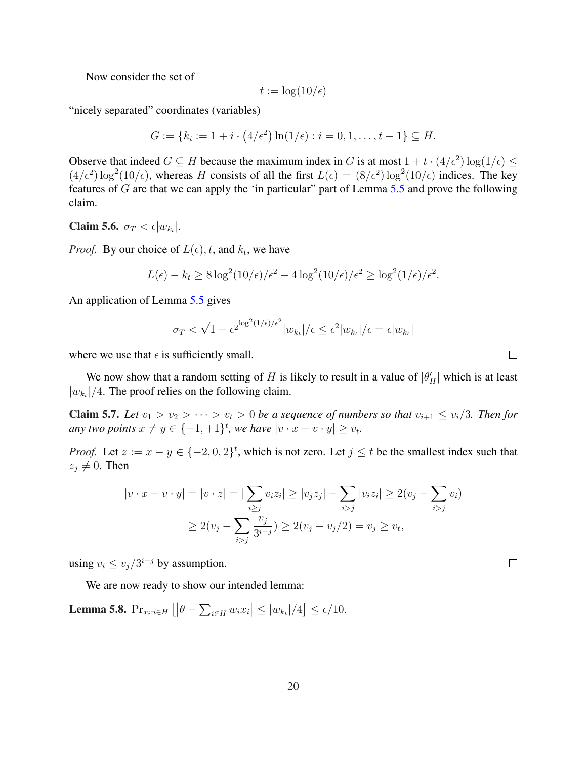Now consider the set of

$$t := \log(10/\epsilon)$$

"nicely separated" coordinates (variables)

$$G := \{k_i := 1 + i \cdot \left(4/\epsilon^2\right) \ln(1/\epsilon) : i = 0, 1, \ldots, t-1\} \subseteq H.$$

Observe that indeed $G \subseteq H$ because the maximum index in $G$ is at most $1 + t \cdot (4/\epsilon^2) \log(1/\epsilon) \leq (4/\epsilon^2) \log^2(10/\epsilon)$, whereas $H$ consists of all the first $L(\epsilon) = (8/\epsilon^2) \log^2(10/\epsilon)$ indices. The key features of $G$ are that we can apply the 'in particular" part of Lemma 5.5 and prove the following claim.

**Claim 5.6.** $\sigma_T < \epsilon |w_{k_t}|$.

*Proof.* By our choice of $L(\epsilon)$, $t$, and $k_t$, we have

$$L(\epsilon) - k_t \geq 8 \log^2(10/\epsilon)/\epsilon^2 - 4 \log^2(10/\epsilon)/\epsilon^2 \geq \log^2(1/\epsilon)/\epsilon^2.$$

An application of Lemma 5.5 gives

$$\sigma_T < \sqrt{1-\epsilon^2}^{\log^2(1/\epsilon)/\epsilon^2} |w_{k_t}|/\epsilon \leq \epsilon^2 |w_{k_t}|/\epsilon = \epsilon |w_{k_t}|$$

where we use that $\epsilon$ is sufficiently small. □

We now show that a random setting of $H$ is likely to result in a value of $|\theta'_H|$ which is at least $|w_{k_t}|/4$. The proof relies on the following claim.

**Claim 5.7.** *Let $v_1 > v_2 > \cdots > v_t > 0$ be a sequence of numbers so that $v_{i+1} \leq v_i/3$. Then for any two points $x \neq y \in \{-1, +1\}^t$, we have $|v \cdot x - v \cdot y| \geq v_t$.*

*Proof.* Let $z := x - y \in \{-2, 0, 2\}^t$, which is not zero. Let $j \leq t$ be the smallest index such that $z_j \neq 0$. Then

$$|v \cdot x - v \cdot y| = |v \cdot z| = |\sum_{i \geq j} v_i z_i| \geq |v_j z_j| - \sum_{i > j} |v_i z_i| \geq 2(v_j - \sum_{i > j} v_i)$$
$$\geq 2(v_j - \sum_{i > j} \frac{v_j}{3^{i-j}}) \geq 2(v_j - v_j/2) = v_j \geq v_t,$$

using $v_i \leq v_j/3^{i-j}$ by assumption. □

We are now ready to show our intended lemma:

**Lemma 5.8.** $\Pr_{x_i : i \in H} \left[ \left| \theta - \sum_{i \in H} w_i x_i \right| \leq |w_{k_t}|/4 \right] \leq \epsilon/10.$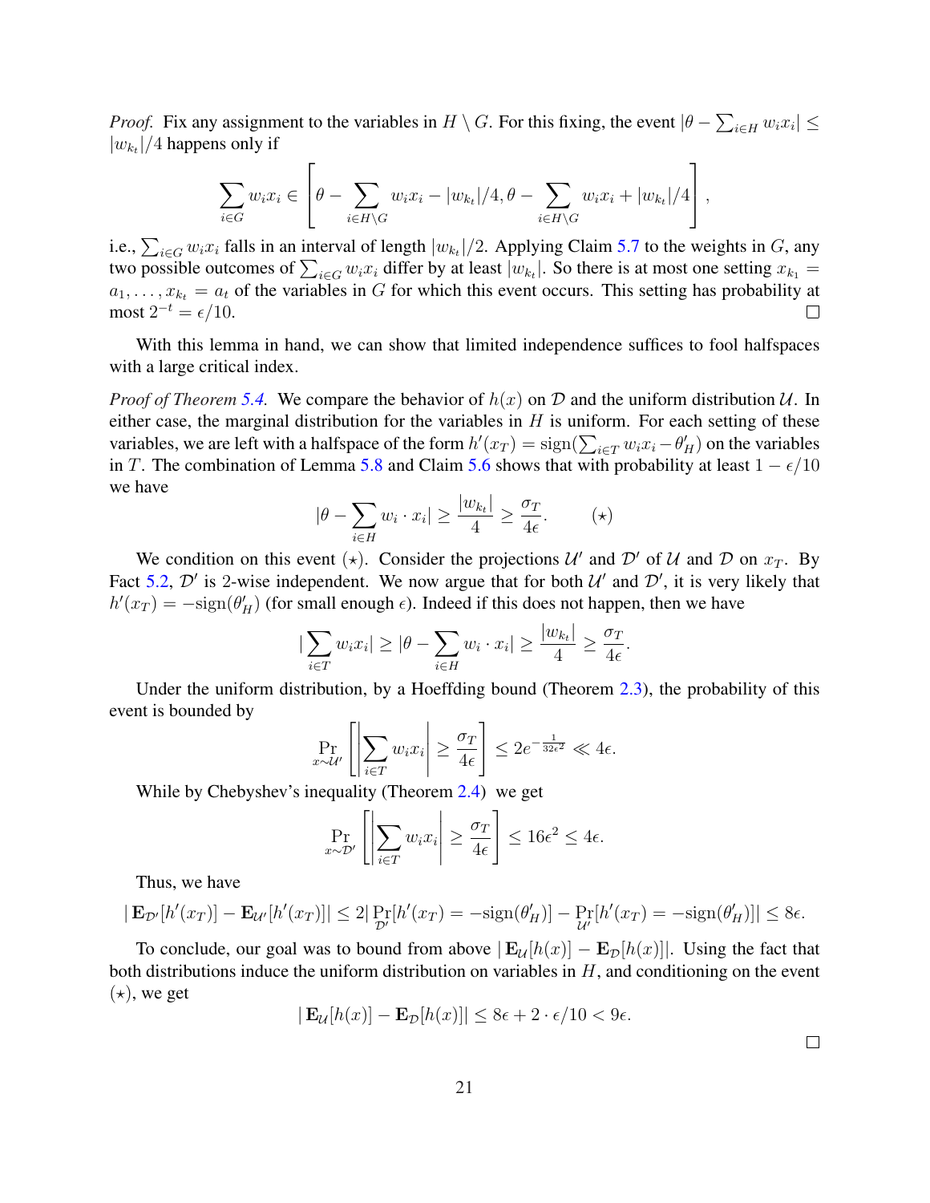*Proof.* Fix any assignment to the variables in $H \setminus G$. For this fixing, the event $|\theta - \sum_{i \in H} w_i x_i| \leq |w_{k_t}|/4$ happens only if

$$\sum_{i \in G} w_i x_i \in \left[ \theta - \sum_{i \in H \setminus G} w_i x_i - |w_{k_t}|/4, \theta - \sum_{i \in H \setminus G} w_i x_i + |w_{k_t}|/4 \right],$$

i.e., $\sum_{i \in G} w_i x_i$ falls in an interval of length $|w_{k_t}|/2$. Applying Claim 5.7 to the weights in $G$, any two possible outcomes of $\sum_{i \in G} w_i x_i$ differ by at least $|w_{k_t}|$. So there is at most one setting $x_{k_1} = a_1, \ldots, x_{k_t} = a_t$ of the variables in $G$ for which this event occurs. This setting has probability at most $2^{-t} = \epsilon/10$. □

With this lemma in hand, we can show that limited independence suffices to fool halfspaces with a large critical index.

*Proof of Theorem 5.4.* We compare the behavior of $h(x)$ on $\mathcal{D}$ and the uniform distribution $\mathcal{U}$. In either case, the marginal distribution for the variables in $H$ is uniform. For each setting of these variables, we are left with a halfspace of the form $h'(x_T) = \text{sign}(\sum_{i \in T} w_i x_i - \theta'_H)$ on the variables in $T$. The combination of Lemma 5.8 and Claim 5.6 shows that with probability at least $1 - \epsilon/10$ we have

$$|\theta - \sum_{i \in H} w_i \cdot x_i| \geq \frac{|w_{k_t}|}{4} \geq \frac{\sigma_T}{4\epsilon}. \qquad (\star)$$

We condition on this event $(\star)$. Consider the projections $\mathcal{U}'$ and $\mathcal{D}'$ of $\mathcal{U}$ and $\mathcal{D}$ on $x_T$. By Fact 5.2, $\mathcal{D}'$ is 2-wise independent. We now argue that for both $\mathcal{U}'$ and $\mathcal{D}'$, it is very likely that $h'(x_T) = -\text{sign}(\theta'_H)$ (for small enough $\epsilon$). Indeed if this does not happen, then we have

$$|\sum_{i \in T} w_i x_i| \geq |\theta - \sum_{i \in H} w_i \cdot x_i| \geq \frac{|w_{k_t}|}{4} \geq \frac{\sigma_T}{4\epsilon}.$$

Under the uniform distribution, by a Hoeffding bound (Theorem 2.3), the probability of this event is bounded by

$$\Pr_{x \sim \mathcal{U}'} \left[ \left| \sum_{i \in T} w_i x_i \right| \geq \frac{\sigma_T}{4\epsilon} \right] \leq 2e^{-\frac{1}{32\epsilon^2}} \ll 4\epsilon.$$

While by Chebyshev's inequality (Theorem 2.4) we get

$$\Pr_{x \sim \mathcal{D}'} \left[ \left| \sum_{i \in T} w_i x_i \right| \geq \frac{\sigma_T}{4\epsilon} \right] \leq 16\epsilon^2 \leq 4\epsilon.$$

Thus, we have

$$|\mathbf{E}_{\mathcal{D}'}[h'(x_T)] - \mathbf{E}_{\mathcal{U}'}[h'(x_T)]| \leq 2|\Pr_{\mathcal{D}'}[h'(x_T) = -\text{sign}(\theta'_H)] - \Pr_{\mathcal{U}'}[h'(x_T) = -\text{sign}(\theta'_H)]| \leq 8\epsilon.$$

To conclude, our goal was to bound from above $|\mathbf{E}_{\mathcal{U}}[h(x)] - \mathbf{E}_{\mathcal{D}}[h(x)]|$. Using the fact that both distributions induce the uniform distribution on variables in $H$, and conditioning on the event $(\star)$, we get

$$|\mathbf{E}_{\mathcal{U}}[h(x)] - \mathbf{E}_{\mathcal{D}}[h(x)]| \leq 8\epsilon + 2 \cdot \epsilon/10 < 9\epsilon.$$

□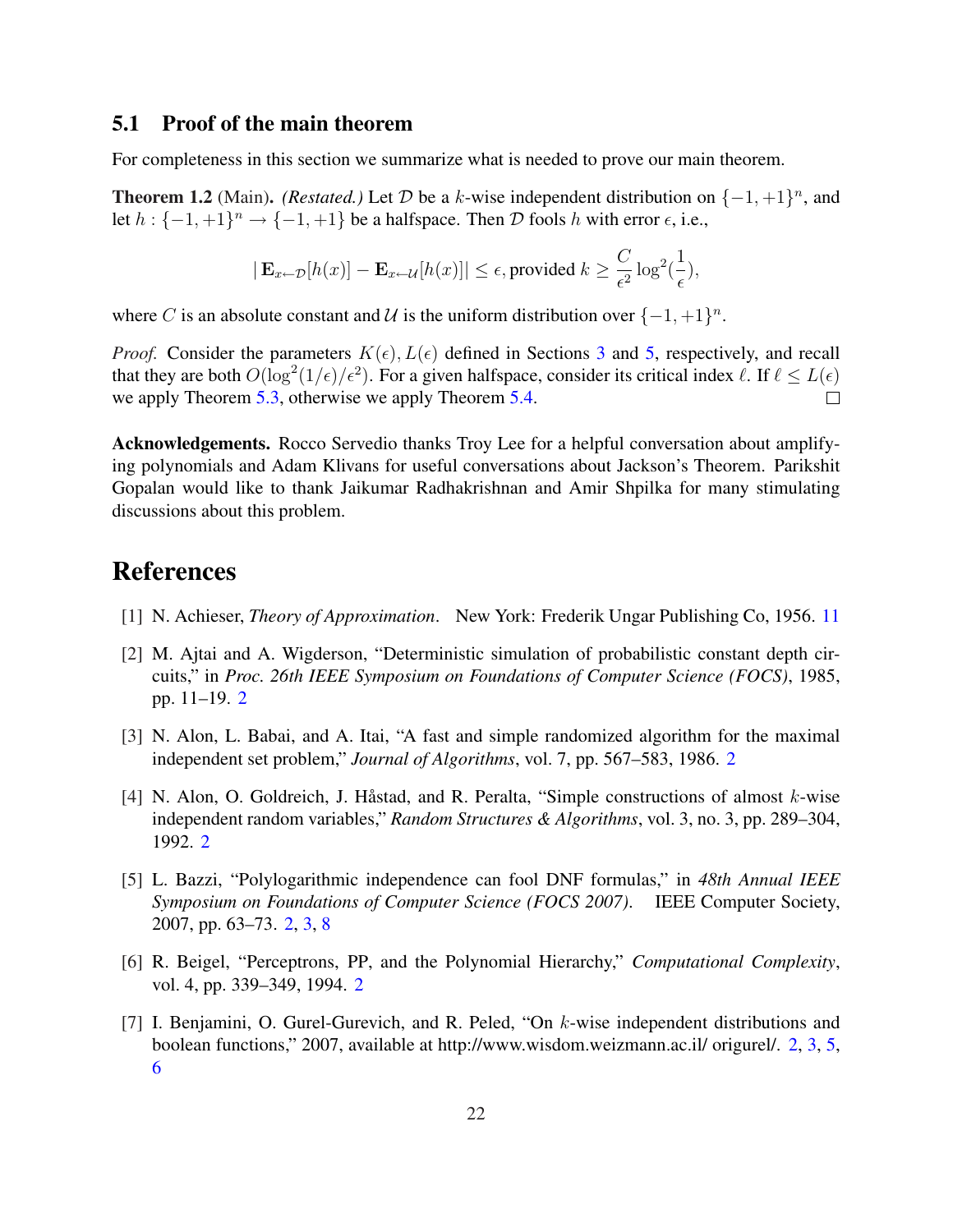### 5.1 Proof of the main theorem

For completeness in this section we summarize what is needed to prove our main theorem.

**Theorem 1.2** (Main). *(Restated.)* Let $\mathcal{D}$ be a $k$-wise independent distribution on $\{-1,+1\}^n$, and let $h : \{-1,+1\}^n \to \{-1,+1\}$ be a halfspace. Then $\mathcal{D}$ fools $h$ with error $\epsilon$, i.e.,

$$|\mathbf{E}_{x \leftarrow \mathcal{D}}[h(x)] - \mathbf{E}_{x \leftarrow \mathcal{U}}[h(x)]| \leq \epsilon, \text{provided } k \geq \frac{C}{\epsilon^2} \log^2(\frac{1}{\epsilon}),$$

where $C$ is an absolute constant and $\mathcal{U}$ is the uniform distribution over $\{-1,+1\}^n$.

*Proof.* Consider the parameters $K(\epsilon), L(\epsilon)$ defined in Sections 3 and 5, respectively, and recall that they are both $O(\log^2(1/\epsilon)/\epsilon^2)$. For a given halfspace, consider its critical index $\ell$. If $\ell \leq L(\epsilon)$ we apply Theorem 5.3, otherwise we apply Theorem 5.4. □

**Acknowledgements.** Rocco Servedio thanks Troy Lee for a helpful conversation about amplifying polynomials and Adam Klivans for useful conversations about Jackson's Theorem. Parikshit Gopalan would like to thank Jaikumar Radhakrishnan and Amir Shpilka for many stimulating discussions about this problem.

# References

[1] N. Achieser, *Theory of Approximation*. New York: Frederik Ungar Publishing Co, 1956. 11

[2] M. Ajtai and A. Wigderson, "Deterministic simulation of probabilistic constant depth circuits," in *Proc. 26th IEEE Symposium on Foundations of Computer Science (FOCS)*, 1985, pp. 11–19. 2

[3] N. Alon, L. Babai, and A. Itai, "A fast and simple randomized algorithm for the maximal independent set problem," *Journal of Algorithms*, vol. 7, pp. 567–583, 1986. 2

[4] N. Alon, O. Goldreich, J. Håstad, and R. Peralta, "Simple constructions of almost $k$-wise independent random variables," *Random Structures & Algorithms*, vol. 3, no. 3, pp. 289–304, 1992. 2

[5] L. Bazzi, "Polylogarithmic independence can fool DNF formulas," in *48th Annual IEEE Symposium on Foundations of Computer Science (FOCS 2007)*. IEEE Computer Society, 2007, pp. 63–73. 2, 3, 8

[6] R. Beigel, "Perceptrons, PP, and the Polynomial Hierarchy," *Computational Complexity*, vol. 4, pp. 339–349, 1994. 2

[7] I. Benjamini, O. Gurel-Gurevich, and R. Peled, "On $k$-wise independent distributions and boolean functions," 2007, available at http://www.wisdom.weizmann.ac.il/ origurel/. 2, 3, 5, 6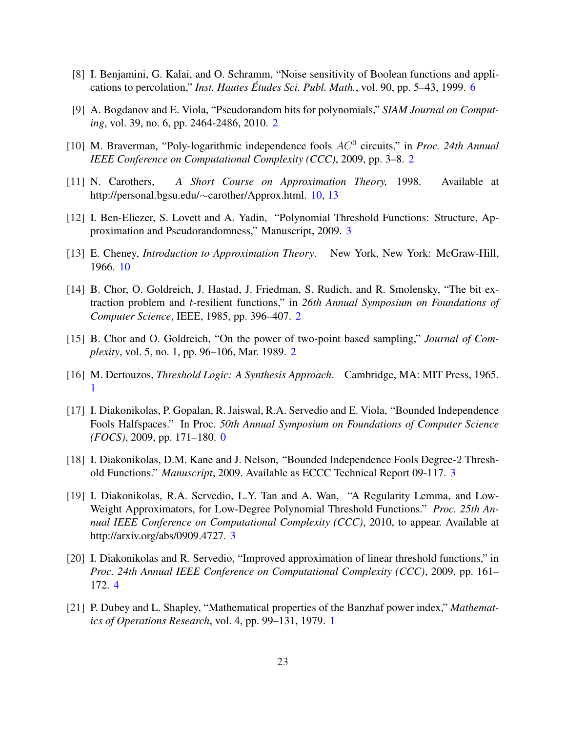[8] I. Benjamini, G. Kalai, and O. Schramm, “Noise sensitivity of Boolean functions and applications to percolation,” *Inst. Hautes Études Sci. Publ. Math.*, vol. 90, pp. 5–43, 1999. 6

[9] A. Bogdanov and E. Viola, “Pseudorandom bits for polynomials,” *SIAM Journal on Computing*, vol. 39, no. 6, pp. 2464-2486, 2010. 2

[10] M. Braverman, “Poly-logarithmic independence fools $AC^0$ circuits,” in *Proc. 24th Annual IEEE Conference on Computational Complexity (CCC)*, 2009, pp. 3–8. 2

[11] N. Carothers, *A Short Course on Approximation Theory,* 1998. Available at http://personal.bgsu.edu/∼carother/Approx.html. 10, 13

[12] I. Ben-Eliezer, S. Lovett and A. Yadin, “Polynomial Threshold Functions: Structure, Approximation and Pseudorandomness,” Manuscript, 2009. 3

[13] E. Cheney, *Introduction to Approximation Theory*. New York, New York: McGraw-Hill, 1966. 10

[14] B. Chor, O. Goldreich, J. Hastad, J. Friedman, S. Rudich, and R. Smolensky, “The bit extraction problem and $t$-resilient functions,” in *26th Annual Symposium on Foundations of Computer Science*, IEEE, 1985, pp. 396–407. 2

[15] B. Chor and O. Goldreich, “On the power of two-point based sampling,” *Journal of Complexity*, vol. 5, no. 1, pp. 96–106, Mar. 1989. 2

[16] M. Dertouzos, *Threshold Logic: A Synthesis Approach*. Cambridge, MA: MIT Press, 1965. 1

[17] I. Diakonikolas, P. Gopalan, R. Jaiswal, R.A. Servedio and E. Viola, “Bounded Independence Fools Halfspaces.” In Proc. *50th Annual Symposium on Foundations of Computer Science (FOCS)*, 2009, pp. 171–180. 0

[18] I. Diakonikolas, D.M. Kane and J. Nelson, “Bounded Independence Fools Degree-2 Threshold Functions.” *Manuscript*, 2009. Available as ECCC Technical Report 09-117. 3

[19] I. Diakonikolas, R.A. Servedio, L.Y. Tan and A. Wan, “A Regularity Lemma, and Low-Weight Approximators, for Low-Degree Polynomial Threshold Functions.” *Proc. 25th Annual IEEE Conference on Computational Complexity (CCC)*, 2010, to appear. Available at http://arxiv.org/abs/0909.4727. 3

[20] I. Diakonikolas and R. Servedio, “Improved approximation of linear threshold functions,” in *Proc. 24th Annual IEEE Conference on Computational Complexity (CCC)*, 2009, pp. 161–172. 4

[21] P. Dubey and L. Shapley, “Mathematical properties of the Banzhaf power index,” *Mathematics of Operations Research*, vol. 4, pp. 99–131, 1979. 1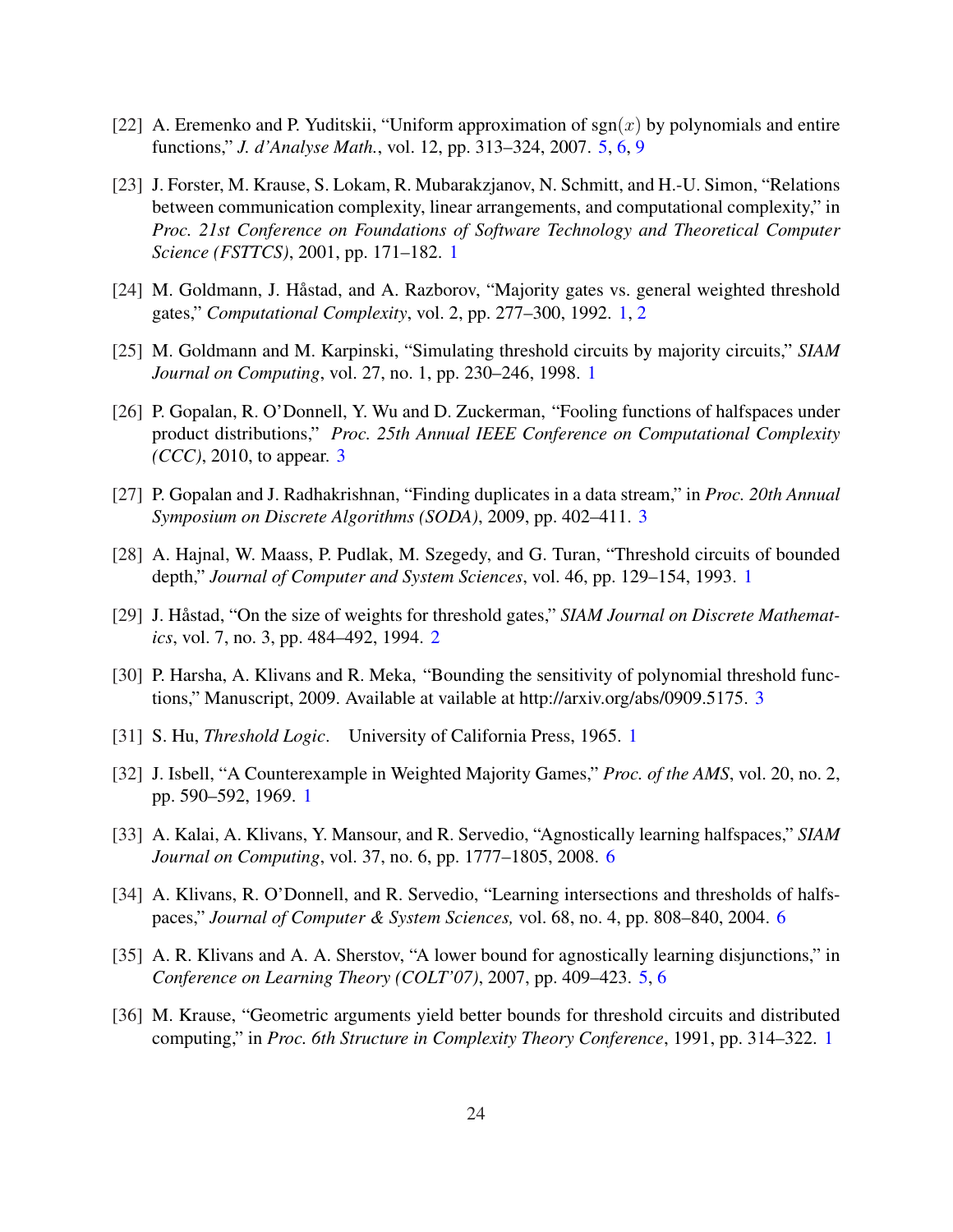[22] A. Eremenko and P. Yuditskii, "Uniform approximation of $\mathrm{sgn}(x)$ by polynomials and entire functions," *J. d'Analyse Math.*, vol. 12, pp. 313–324, 2007. 5, 6, 9

[23] J. Forster, M. Krause, S. Lokam, R. Mubarakzjanov, N. Schmitt, and H.-U. Simon, "Relations between communication complexity, linear arrangements, and computational complexity," in *Proc. 21st Conference on Foundations of Software Technology and Theoretical Computer Science (FSTTCS)*, 2001, pp. 171–182. 1

[24] M. Goldmann, J. Håstad, and A. Razborov, "Majority gates vs. general weighted threshold gates," *Computational Complexity*, vol. 2, pp. 277–300, 1992. 1, 2

[25] M. Goldmann and M. Karpinski, "Simulating threshold circuits by majority circuits," *SIAM Journal on Computing*, vol. 27, no. 1, pp. 230–246, 1998. 1

[26] P. Gopalan, R. O'Donnell, Y. Wu and D. Zuckerman, "Fooling functions of halfspaces under product distributions," *Proc. 25th Annual IEEE Conference on Computational Complexity (CCC)*, 2010, to appear. 3

[27] P. Gopalan and J. Radhakrishnan, "Finding duplicates in a data stream," in *Proc. 20th Annual Symposium on Discrete Algorithms (SODA)*, 2009, pp. 402–411. 3

[28] A. Hajnal, W. Maass, P. Pudlak, M. Szegedy, and G. Turan, "Threshold circuits of bounded depth," *Journal of Computer and System Sciences*, vol. 46, pp. 129–154, 1993. 1

[29] J. Håstad, "On the size of weights for threshold gates," *SIAM Journal on Discrete Mathematics*, vol. 7, no. 3, pp. 484–492, 1994. 2

[30] P. Harsha, A. Klivans and R. Meka, "Bounding the sensitivity of polynomial threshold functions," Manuscript, 2009. Available at vailable at http://arxiv.org/abs/0909.5175. 3

[31] S. Hu, *Threshold Logic*. University of California Press, 1965. 1

[32] J. Isbell, "A Counterexample in Weighted Majority Games," *Proc. of the AMS*, vol. 20, no. 2, pp. 590–592, 1969. 1

[33] A. Kalai, A. Klivans, Y. Mansour, and R. Servedio, "Agnostically learning halfspaces," *SIAM Journal on Computing*, vol. 37, no. 6, pp. 1777–1805, 2008. 6

[34] A. Klivans, R. O'Donnell, and R. Servedio, "Learning intersections and thresholds of halfspaces," *Journal of Computer & System Sciences,* vol. 68, no. 4, pp. 808–840, 2004. 6

[35] A. R. Klivans and A. A. Sherstov, "A lower bound for agnostically learning disjunctions," in *Conference on Learning Theory (COLT'07)*, 2007, pp. 409–423. 5, 6

[36] M. Krause, "Geometric arguments yield better bounds for threshold circuits and distributed computing," in *Proc. 6th Structure in Complexity Theory Conference*, 1991, pp. 314–322. 1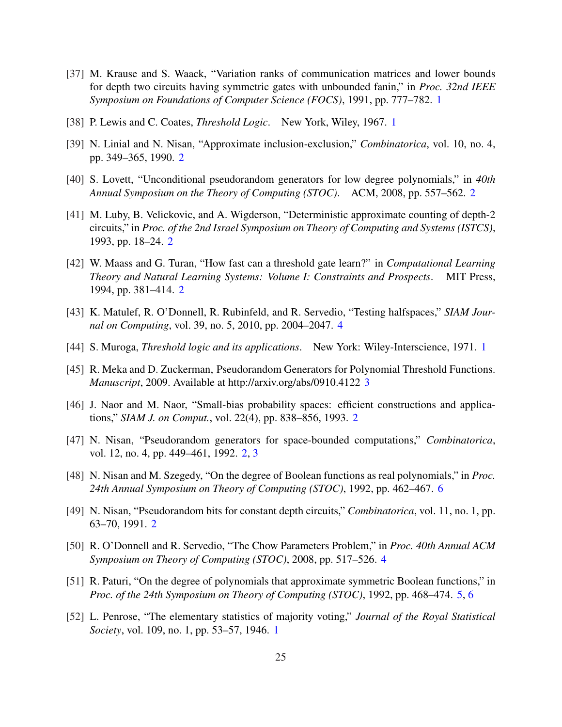[37] M. Krause and S. Waack, "Variation ranks of communication matrices and lower bounds for depth two circuits having symmetric gates with unbounded fanin," in *Proc. 32nd IEEE Symposium on Foundations of Computer Science (FOCS)*, 1991, pp. 777–782. 1

[38] P. Lewis and C. Coates, *Threshold Logic*. New York, Wiley, 1967. 1

[39] N. Linial and N. Nisan, "Approximate inclusion-exclusion," *Combinatorica*, vol. 10, no. 4, pp. 349–365, 1990. 2

[40] S. Lovett, "Unconditional pseudorandom generators for low degree polynomials," in *40th Annual Symposium on the Theory of Computing (STOC)*. ACM, 2008, pp. 557–562. 2

[41] M. Luby, B. Velickovic, and A. Wigderson, "Deterministic approximate counting of depth-2 circuits," in *Proc. of the 2nd Israel Symposium on Theory of Computing and Systems (ISTCS)*, 1993, pp. 18–24. 2

[42] W. Maass and G. Turan, "How fast can a threshold gate learn?" in *Computational Learning Theory and Natural Learning Systems: Volume I: Constraints and Prospects*. MIT Press, 1994, pp. 381–414. 2

[43] K. Matulef, R. O'Donnell, R. Rubinfeld, and R. Servedio, "Testing halfspaces," *SIAM Journal on Computing*, vol. 39, no. 5, 2010, pp. 2004–2047. 4

[44] S. Muroga, *Threshold logic and its applications*. New York: Wiley-Interscience, 1971. 1

[45] R. Meka and D. Zuckerman, Pseudorandom Generators for Polynomial Threshold Functions. *Manuscript*, 2009. Available at http://arxiv.org/abs/0910.4122 3

[46] J. Naor and M. Naor, "Small-bias probability spaces: efficient constructions and applications," *SIAM J. on Comput.*, vol. 22(4), pp. 838–856, 1993. 2

[47] N. Nisan, "Pseudorandom generators for space-bounded computations," *Combinatorica*, vol. 12, no. 4, pp. 449–461, 1992. 2, 3

[48] N. Nisan and M. Szegedy, "On the degree of Boolean functions as real polynomials," in *Proc. 24th Annual Symposium on Theory of Computing (STOC)*, 1992, pp. 462–467. 6

[49] N. Nisan, "Pseudorandom bits for constant depth circuits," *Combinatorica*, vol. 11, no. 1, pp. 63–70, 1991. 2

[50] R. O'Donnell and R. Servedio, "The Chow Parameters Problem," in *Proc. 40th Annual ACM Symposium on Theory of Computing (STOC)*, 2008, pp. 517–526. 4

[51] R. Paturi, "On the degree of polynomials that approximate symmetric Boolean functions," in *Proc. of the 24th Symposium on Theory of Computing (STOC)*, 1992, pp. 468–474. 5, 6

[52] L. Penrose, "The elementary statistics of majority voting," *Journal of the Royal Statistical Society*, vol. 109, no. 1, pp. 53–57, 1946. 1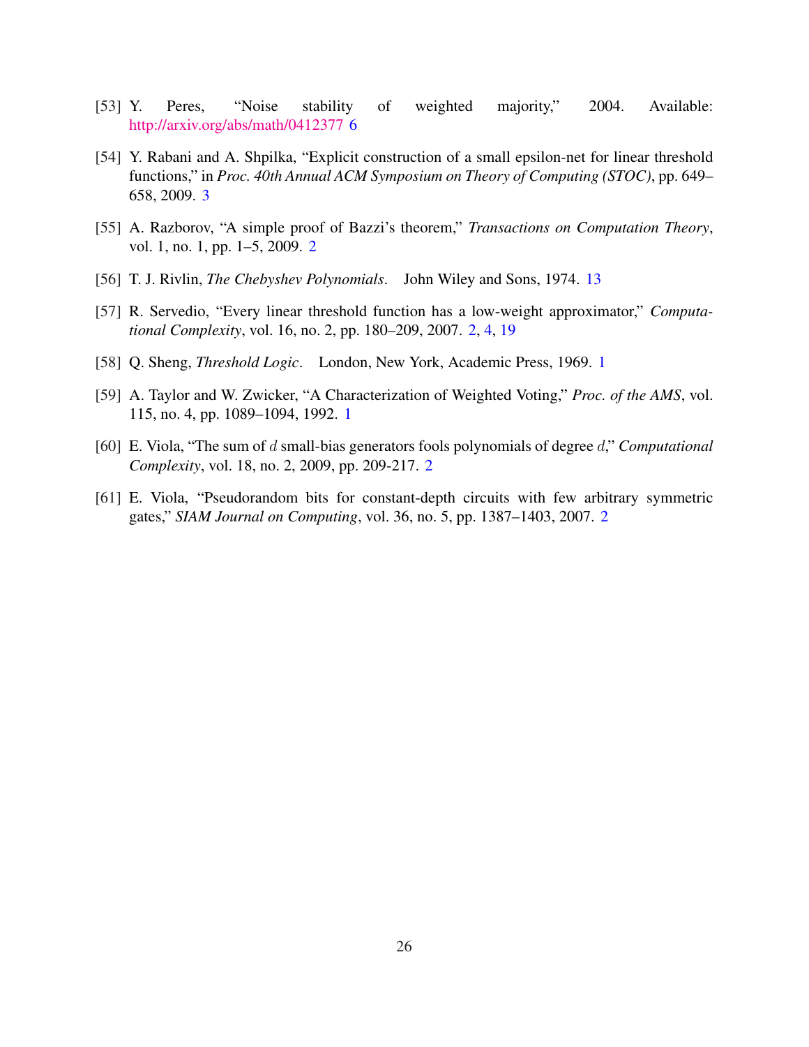[53] Y. Peres, "Noise stability of weighted majority," 2004. Available: http://arxiv.org/abs/math/0412377 6

[54] Y. Rabani and A. Shpilka, "Explicit construction of a small epsilon-net for linear threshold functions," in *Proc. 40th Annual ACM Symposium on Theory of Computing (STOC)*, pp. 649–658, 2009. 3

[55] A. Razborov, "A simple proof of Bazzi's theorem," *Transactions on Computation Theory*, vol. 1, no. 1, pp. 1–5, 2009. 2

[56] T. J. Rivlin, *The Chebyshev Polynomials*. John Wiley and Sons, 1974. 13

[57] R. Servedio, "Every linear threshold function has a low-weight approximator," *Computational Complexity*, vol. 16, no. 2, pp. 180–209, 2007. 2, 4, 19

[58] Q. Sheng, *Threshold Logic*. London, New York, Academic Press, 1969. 1

[59] A. Taylor and W. Zwicker, "A Characterization of Weighted Voting," *Proc. of the AMS*, vol. 115, no. 4, pp. 1089–1094, 1992. 1

[60] E. Viola, "The sum of $d$ small-bias generators fools polynomials of degree $d$," *Computational Complexity*, vol. 18, no. 2, 2009, pp. 209-217. 2

[61] E. Viola, "Pseudorandom bits for constant-depth circuits with few arbitrary symmetric gates," *SIAM Journal on Computing*, vol. 36, no. 5, pp. 1387–1403, 2007. 2